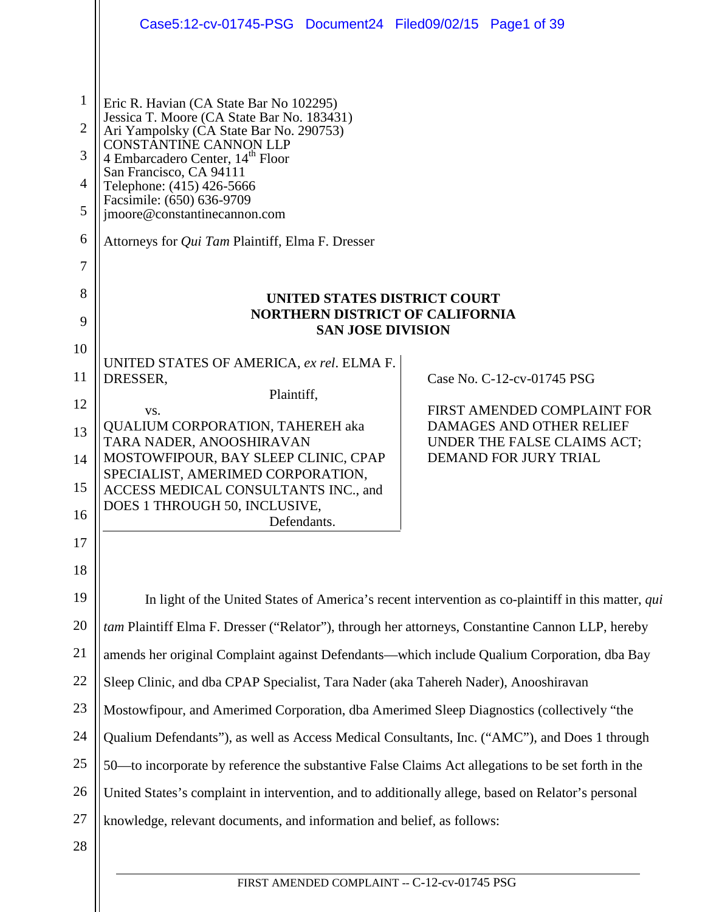Eric R. Havian (CA State Bar No 102295)
Jessica T. Moore (CA State Bar No. 183431)
Ari Yampolsky (CA State Bar No. 290753)
CONSTANTINE CANNON LLP
4 Embarcadero Center, 14th Floor
San Francisco, CA 94111
Telephone: (415) 426-5666
Facsimile: (650) 636-9709
jmoore@constantinecannon.com

Attorneys for *Qui Tam* Plaintiff, Elma F. Dresser

**UNITED STATES DISTRICT COURT**
**NORTHERN DISTRICT OF CALIFORNIA**
**SAN JOSE DIVISION**

| | |
|---|---|
| UNITED STATES OF AMERICA, *ex rel*. ELMA F. DRESSER,<br>Plaintiff,<br>vs.<br>QUALIUM CORPORATION, TAHEREH aka TARA NADER, ANOOSHIRAVAN MOSTOWFIPOUR, BAY SLEEP CLINIC, CPAP SPECIALIST, AMERIMED CORPORATION, ACCESS MEDICAL CONSULTANTS INC., and DOES 1 THROUGH 50, INCLUSIVE,<br>Defendants. | Case No. C-12-cv-01745 PSG<br><br>FIRST AMENDED COMPLAINT FOR DAMAGES AND OTHER RELIEF UNDER THE FALSE CLAIMS ACT; DEMAND FOR JURY TRIAL |

In light of the United States of America's recent intervention as co-plaintiff in this matter, *qui tam* Plaintiff Elma F. Dresser ("Relator"), through her attorneys, Constantine Cannon LLP, hereby amends her original Complaint against Defendants—which include Qualium Corporation, dba Bay Sleep Clinic, and dba CPAP Specialist, Tara Nader (aka Tahereh Nader), Anooshiravan Mostowfipour, and Amerimed Corporation, dba Amerimed Sleep Diagnostics (collectively "the Qualium Defendants"), as well as Access Medical Consultants, Inc. ("AMC"), and Does 1 through 50—to incorporate by reference the substantive False Claims Act allegations to be set forth in the United States's complaint in intervention, and to additionally allege, based on Relator's personal knowledge, relevant documents, and information and belief, as follows: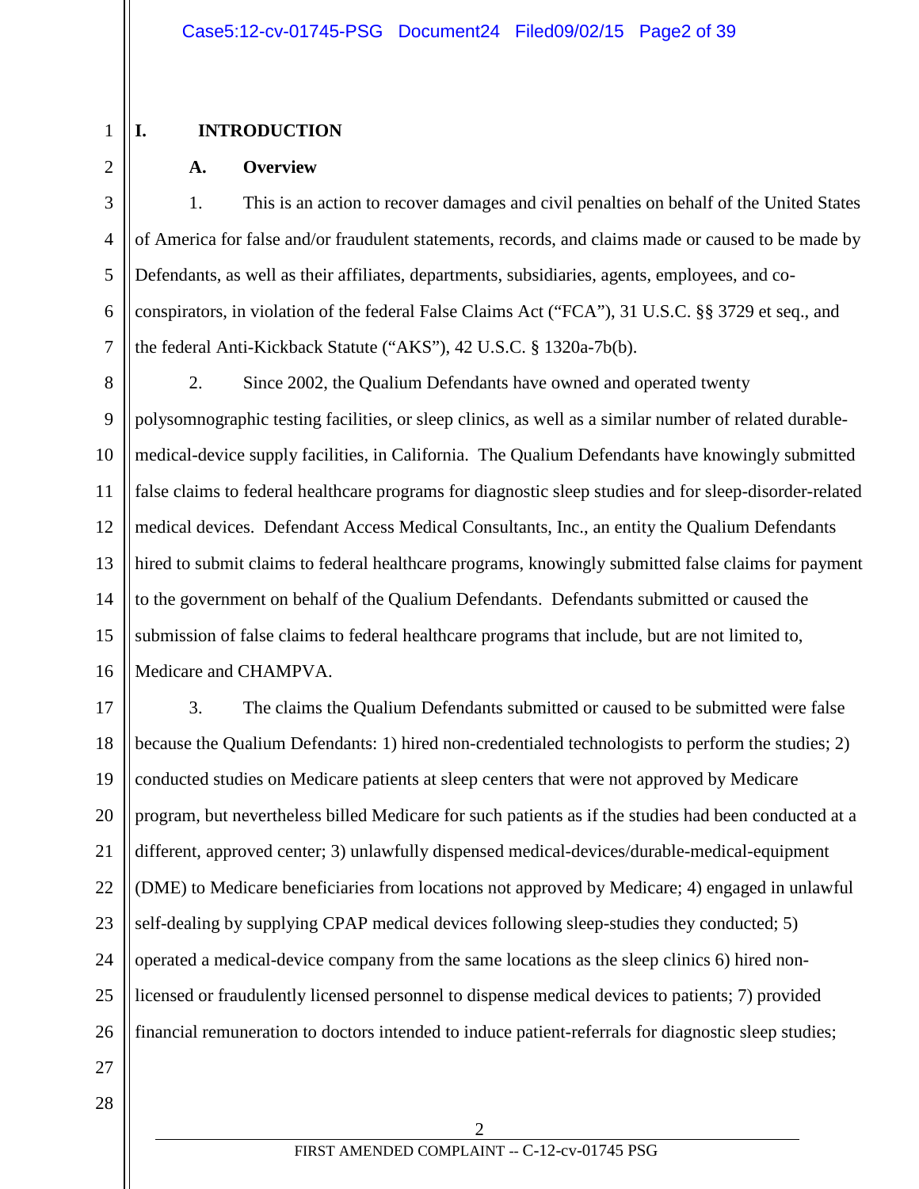# I. INTRODUCTION

## A. Overview

1. This is an action to recover damages and civil penalties on behalf of the United States of America for false and/or fraudulent statements, records, and claims made or caused to be made by Defendants, as well as their affiliates, departments, subsidiaries, agents, employees, and co-conspirators, in violation of the federal False Claims Act ("FCA"), 31 U.S.C. §§ 3729 et seq., and the federal Anti-Kickback Statute ("AKS"), 42 U.S.C. § 1320a-7b(b).

2. Since 2002, the Qualium Defendants have owned and operated twenty polysomnographic testing facilities, or sleep clinics, as well as a similar number of related durable-medical-device supply facilities, in California. The Qualium Defendants have knowingly submitted false claims to federal healthcare programs for diagnostic sleep studies and for sleep-disorder-related medical devices. Defendant Access Medical Consultants, Inc., an entity the Qualium Defendants hired to submit claims to federal healthcare programs, knowingly submitted false claims for payment to the government on behalf of the Qualium Defendants. Defendants submitted or caused the submission of false claims to federal healthcare programs that include, but are not limited to, Medicare and CHAMPVA.

3. The claims the Qualium Defendants submitted or caused to be submitted were false because the Qualium Defendants: 1) hired non-credentialed technologists to perform the studies; 2) conducted studies on Medicare patients at sleep centers that were not approved by Medicare program, but nevertheless billed Medicare for such patients as if the studies had been conducted at a different, approved center; 3) unlawfully dispensed medical-devices/durable-medical-equipment (DME) to Medicare beneficiaries from locations not approved by Medicare; 4) engaged in unlawful self-dealing by supplying CPAP medical devices following sleep-studies they conducted; 5) operated a medical-device company from the same locations as the sleep clinics 6) hired non-licensed or fraudulently licensed personnel to dispense medical devices to patients; 7) provided financial remuneration to doctors intended to induce patient-referrals for diagnostic sleep studies;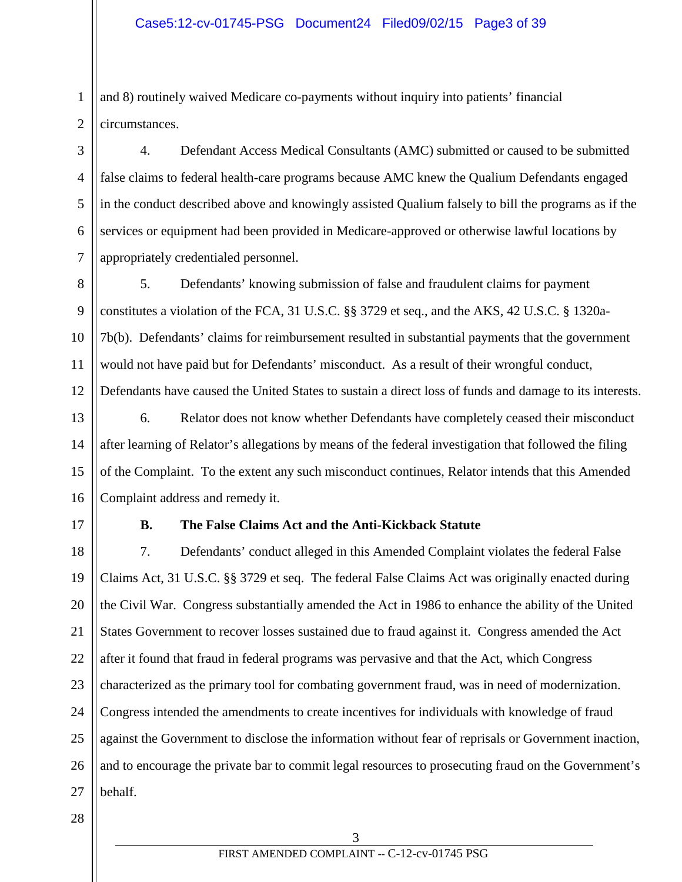and 8) routinely waived Medicare co-payments without inquiry into patients' financial circumstances.

4. Defendant Access Medical Consultants (AMC) submitted or caused to be submitted false claims to federal health-care programs because AMC knew the Qualium Defendants engaged in the conduct described above and knowingly assisted Qualium falsely to bill the programs as if the services or equipment had been provided in Medicare-approved or otherwise lawful locations by appropriately credentialed personnel.

5. Defendants' knowing submission of false and fraudulent claims for payment constitutes a violation of the FCA, 31 U.S.C. §§ 3729 et seq., and the AKS, 42 U.S.C. § 1320a-7b(b). Defendants' claims for reimbursement resulted in substantial payments that the government would not have paid but for Defendants' misconduct. As a result of their wrongful conduct, Defendants have caused the United States to sustain a direct loss of funds and damage to its interests.

6. Relator does not know whether Defendants have completely ceased their misconduct after learning of Relator's allegations by means of the federal investigation that followed the filing of the Complaint. To the extent any such misconduct continues, Relator intends that this Amended Complaint address and remedy it.

### B. The False Claims Act and the Anti-Kickback Statute

7. Defendants' conduct alleged in this Amended Complaint violates the federal False Claims Act, 31 U.S.C. §§ 3729 et seq. The federal False Claims Act was originally enacted during the Civil War. Congress substantially amended the Act in 1986 to enhance the ability of the United States Government to recover losses sustained due to fraud against it. Congress amended the Act after it found that fraud in federal programs was pervasive and that the Act, which Congress characterized as the primary tool for combating government fraud, was in need of modernization. Congress intended the amendments to create incentives for individuals with knowledge of fraud against the Government to disclose the information without fear of reprisals or Government inaction, and to encourage the private bar to commit legal resources to prosecuting fraud on the Government's behalf.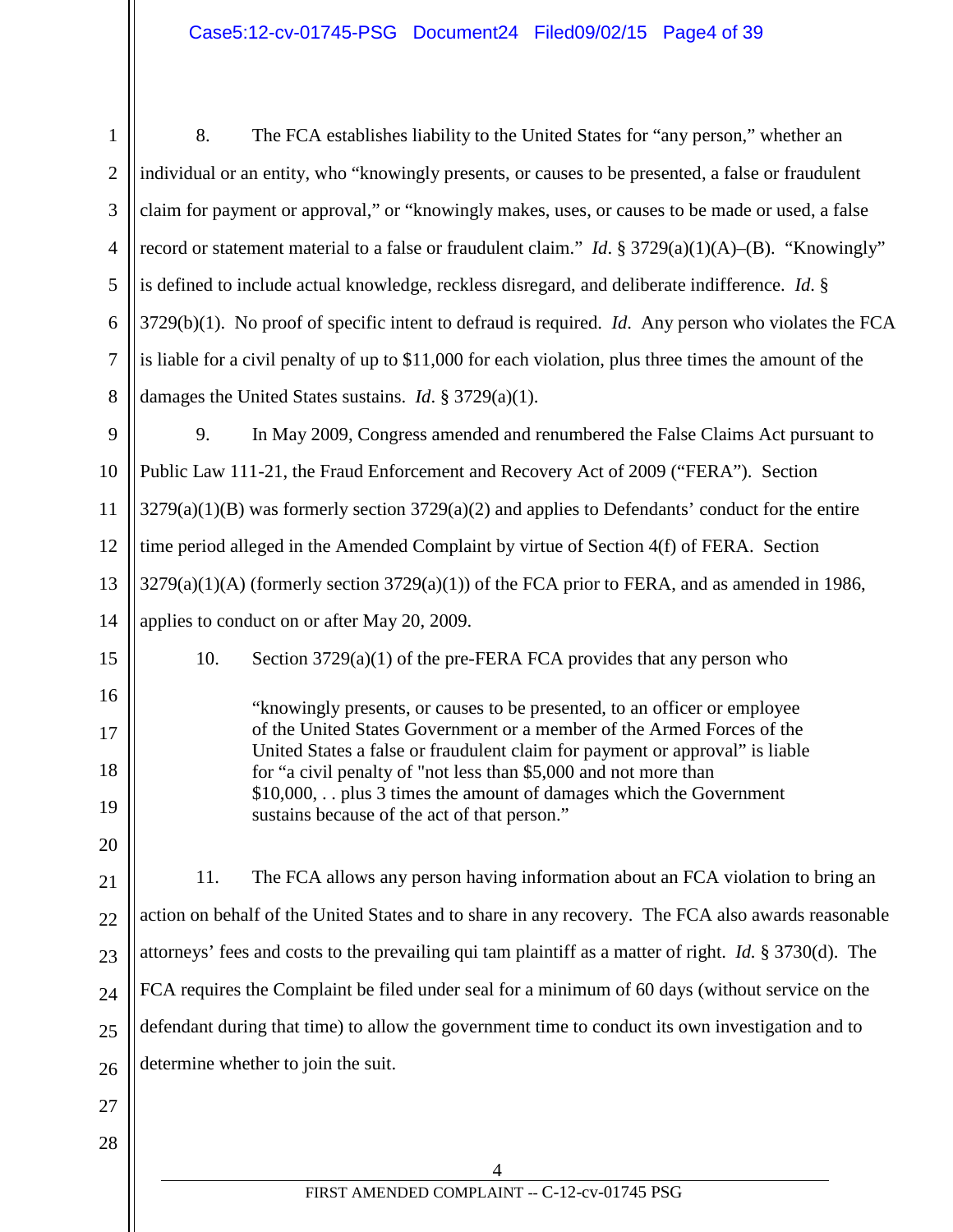8. The FCA establishes liability to the United States for "any person," whether an individual or an entity, who "knowingly presents, or causes to be presented, a false or fraudulent claim for payment or approval," or "knowingly makes, uses, or causes to be made or used, a false record or statement material to a false or fraudulent claim." *Id*. § 3729(a)(1)(A)–(B). "Knowingly" is defined to include actual knowledge, reckless disregard, and deliberate indifference. *Id*. § 3729(b)(1). No proof of specific intent to defraud is required. *Id.* Any person who violates the FCA is liable for a civil penalty of up to $11,000 for each violation, plus three times the amount of the damages the United States sustains. *Id*. § 3729(a)(1).

9. In May 2009, Congress amended and renumbered the False Claims Act pursuant to Public Law 111-21, the Fraud Enforcement and Recovery Act of 2009 ("FERA"). Section 3279(a)(1)(B) was formerly section 3729(a)(2) and applies to Defendants' conduct for the entire time period alleged in the Amended Complaint by virtue of Section 4(f) of FERA. Section 3279(a)(1)(A) (formerly section 3729(a)(1)) of the FCA prior to FERA, and as amended in 1986, applies to conduct on or after May 20, 2009.

10. Section 3729(a)(1) of the pre-FERA FCA provides that any person who

> "knowingly presents, or causes to be presented, to an officer or employee of the United States Government or a member of the Armed Forces of the United States a false or fraudulent claim for payment or approval" is liable for "a civil penalty of "not less than $5,000 and not more than $10,000, . . plus 3 times the amount of damages which the Government sustains because of the act of that person."

11. The FCA allows any person having information about an FCA violation to bring an action on behalf of the United States and to share in any recovery. The FCA also awards reasonable attorneys' fees and costs to the prevailing qui tam plaintiff as a matter of right. *Id.* § 3730(d). The FCA requires the Complaint be filed under seal for a minimum of 60 days (without service on the defendant during that time) to allow the government time to conduct its own investigation and to determine whether to join the suit.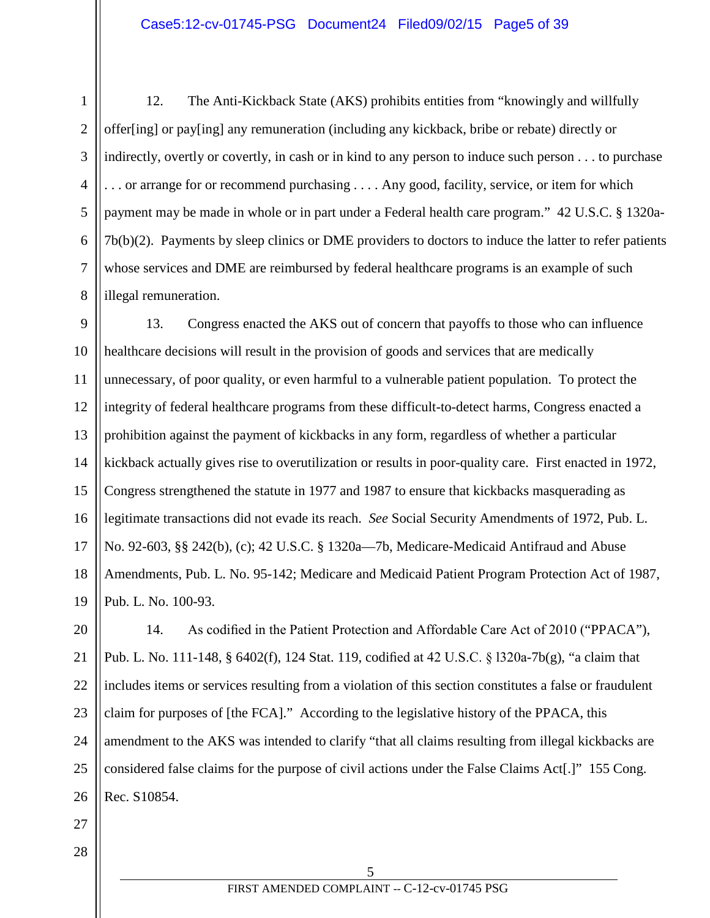12. The Anti-Kickback State (AKS) prohibits entities from "knowingly and willfully offer[ing] or pay[ing] any remuneration (including any kickback, bribe or rebate) directly or indirectly, overtly or covertly, in cash or in kind to any person to induce such person . . . to purchase . . . or arrange for or recommend purchasing . . . . Any good, facility, service, or item for which payment may be made in whole or in part under a Federal health care program." 42 U.S.C. § 1320a-7b(b)(2). Payments by sleep clinics or DME providers to doctors to induce the latter to refer patients whose services and DME are reimbursed by federal healthcare programs is an example of such illegal remuneration.

13. Congress enacted the AKS out of concern that payoffs to those who can influence healthcare decisions will result in the provision of goods and services that are medically unnecessary, of poor quality, or even harmful to a vulnerable patient population. To protect the integrity of federal healthcare programs from these difficult-to-detect harms, Congress enacted a prohibition against the payment of kickbacks in any form, regardless of whether a particular kickback actually gives rise to overutilization or results in poor-quality care. First enacted in 1972, Congress strengthened the statute in 1977 and 1987 to ensure that kickbacks masquerading as legitimate transactions did not evade its reach. *See* Social Security Amendments of 1972, Pub. L. No. 92-603, §§ 242(b), (c); 42 U.S.C. § 1320a—7b, Medicare-Medicaid Antifraud and Abuse Amendments, Pub. L. No. 95-142; Medicare and Medicaid Patient Program Protection Act of 1987, Pub. L. No. 100-93.

14. As codified in the Patient Protection and Affordable Care Act of 2010 ("PPACA"), Pub. L. No. 111-148, § 6402(f), 124 Stat. 119, codified at 42 U.S.C. § l320a-7b(g), "a claim that includes items or services resulting from a violation of this section constitutes a false or fraudulent claim for purposes of [the FCA]." According to the legislative history of the PPACA, this amendment to the AKS was intended to clarify "that all claims resulting from illegal kickbacks are considered false claims for the purpose of civil actions under the False Claims Act[.]" 155 Cong. Rec. S10854.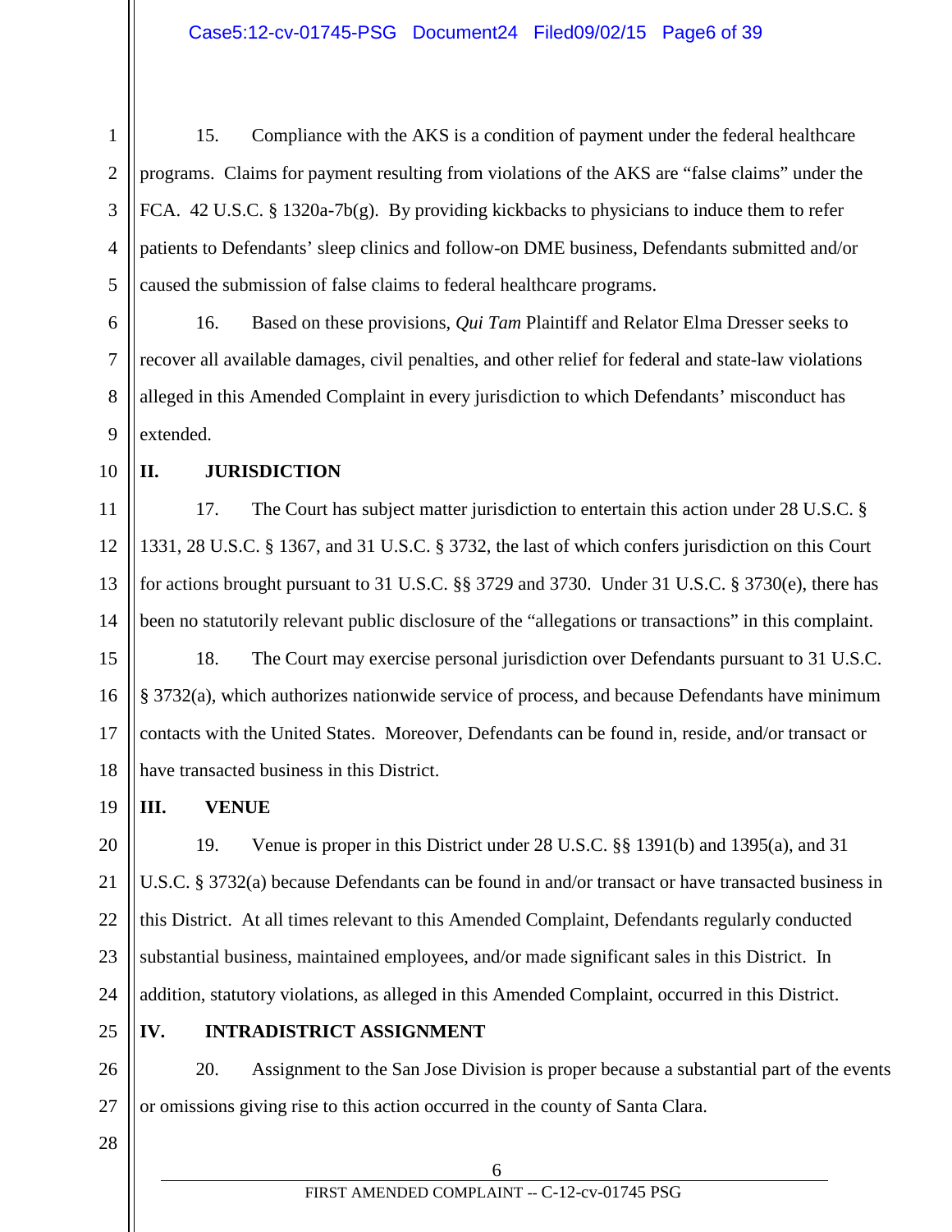15. Compliance with the AKS is a condition of payment under the federal healthcare programs. Claims for payment resulting from violations of the AKS are "false claims" under the FCA. 42 U.S.C. § 1320a-7b(g). By providing kickbacks to physicians to induce them to refer patients to Defendants' sleep clinics and follow-on DME business, Defendants submitted and/or caused the submission of false claims to federal healthcare programs.

16. Based on these provisions, *Qui Tam* Plaintiff and Relator Elma Dresser seeks to recover all available damages, civil penalties, and other relief for federal and state-law violations alleged in this Amended Complaint in every jurisdiction to which Defendants' misconduct has extended.

## II. JURISDICTION

17. The Court has subject matter jurisdiction to entertain this action under 28 U.S.C. § 1331, 28 U.S.C. § 1367, and 31 U.S.C. § 3732, the last of which confers jurisdiction on this Court for actions brought pursuant to 31 U.S.C. §§ 3729 and 3730. Under 31 U.S.C. § 3730(e), there has been no statutorily relevant public disclosure of the "allegations or transactions" in this complaint.

18. The Court may exercise personal jurisdiction over Defendants pursuant to 31 U.S.C. § 3732(a), which authorizes nationwide service of process, and because Defendants have minimum contacts with the United States. Moreover, Defendants can be found in, reside, and/or transact or have transacted business in this District.

## III. VENUE

19. Venue is proper in this District under 28 U.S.C. §§ 1391(b) and 1395(a), and 31 U.S.C. § 3732(a) because Defendants can be found in and/or transact or have transacted business in this District. At all times relevant to this Amended Complaint, Defendants regularly conducted substantial business, maintained employees, and/or made significant sales in this District. In addition, statutory violations, as alleged in this Amended Complaint, occurred in this District.

## IV. INTRADISTRICT ASSIGNMENT

20. Assignment to the San Jose Division is proper because a substantial part of the events or omissions giving rise to this action occurred in the county of Santa Clara.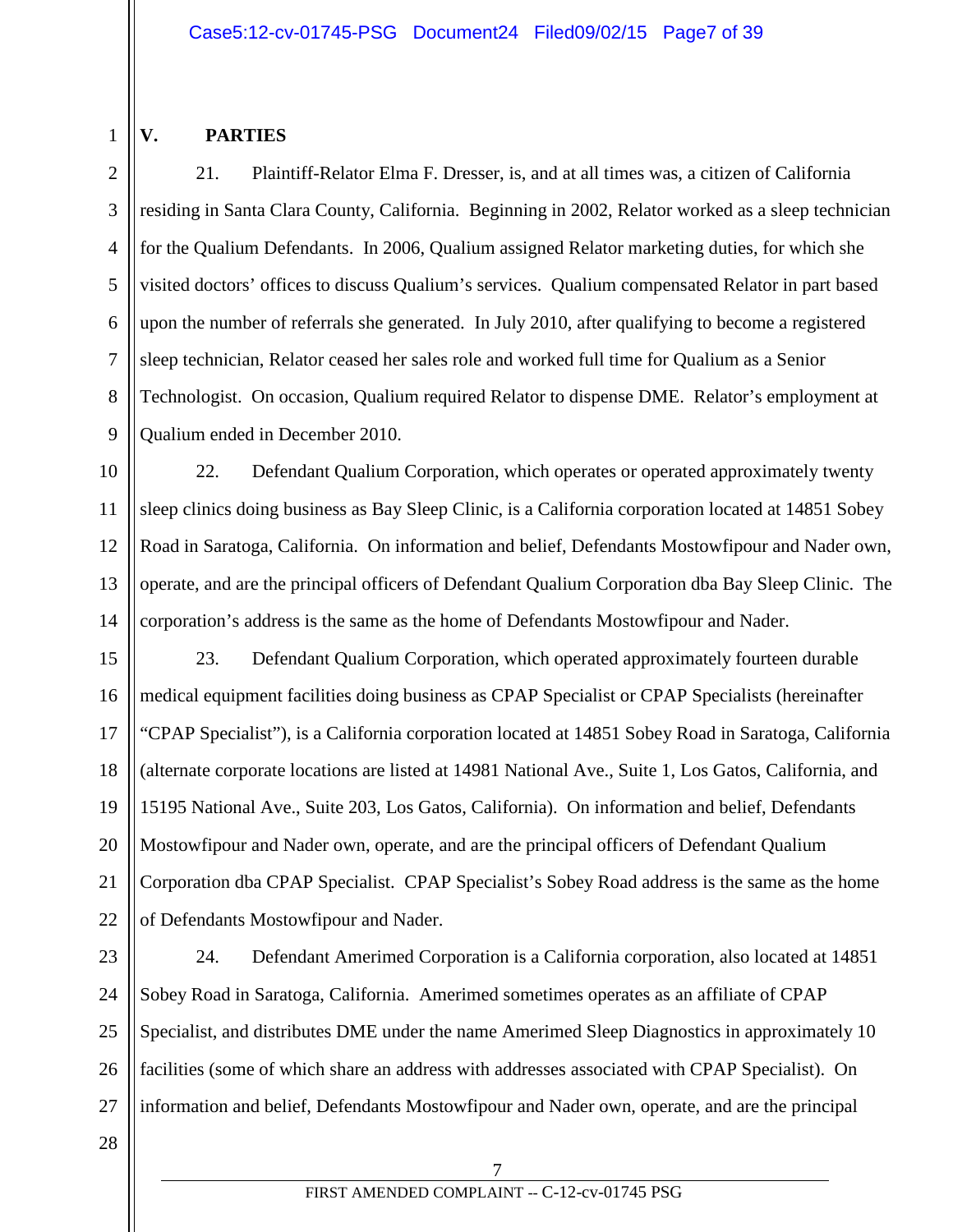## V. PARTIES

21. Plaintiff-Relator Elma F. Dresser, is, and at all times was, a citizen of California residing in Santa Clara County, California. Beginning in 2002, Relator worked as a sleep technician for the Qualium Defendants. In 2006, Qualium assigned Relator marketing duties, for which she visited doctors' offices to discuss Qualium's services. Qualium compensated Relator in part based upon the number of referrals she generated. In July 2010, after qualifying to become a registered sleep technician, Relator ceased her sales role and worked full time for Qualium as a Senior Technologist. On occasion, Qualium required Relator to dispense DME. Relator's employment at Qualium ended in December 2010.

22. Defendant Qualium Corporation, which operates or operated approximately twenty sleep clinics doing business as Bay Sleep Clinic, is a California corporation located at 14851 Sobey Road in Saratoga, California. On information and belief, Defendants Mostowfipour and Nader own, operate, and are the principal officers of Defendant Qualium Corporation dba Bay Sleep Clinic. The corporation's address is the same as the home of Defendants Mostowfipour and Nader.

23. Defendant Qualium Corporation, which operated approximately fourteen durable medical equipment facilities doing business as CPAP Specialist or CPAP Specialists (hereinafter "CPAP Specialist"), is a California corporation located at 14851 Sobey Road in Saratoga, California (alternate corporate locations are listed at 14981 National Ave., Suite 1, Los Gatos, California, and 15195 National Ave., Suite 203, Los Gatos, California). On information and belief, Defendants Mostowfipour and Nader own, operate, and are the principal officers of Defendant Qualium Corporation dba CPAP Specialist. CPAP Specialist's Sobey Road address is the same as the home of Defendants Mostowfipour and Nader.

24. Defendant Amerimed Corporation is a California corporation, also located at 14851 Sobey Road in Saratoga, California. Amerimed sometimes operates as an affiliate of CPAP Specialist, and distributes DME under the name Amerimed Sleep Diagnostics in approximately 10 facilities (some of which share an address with addresses associated with CPAP Specialist). On information and belief, Defendants Mostowfipour and Nader own, operate, and are the principal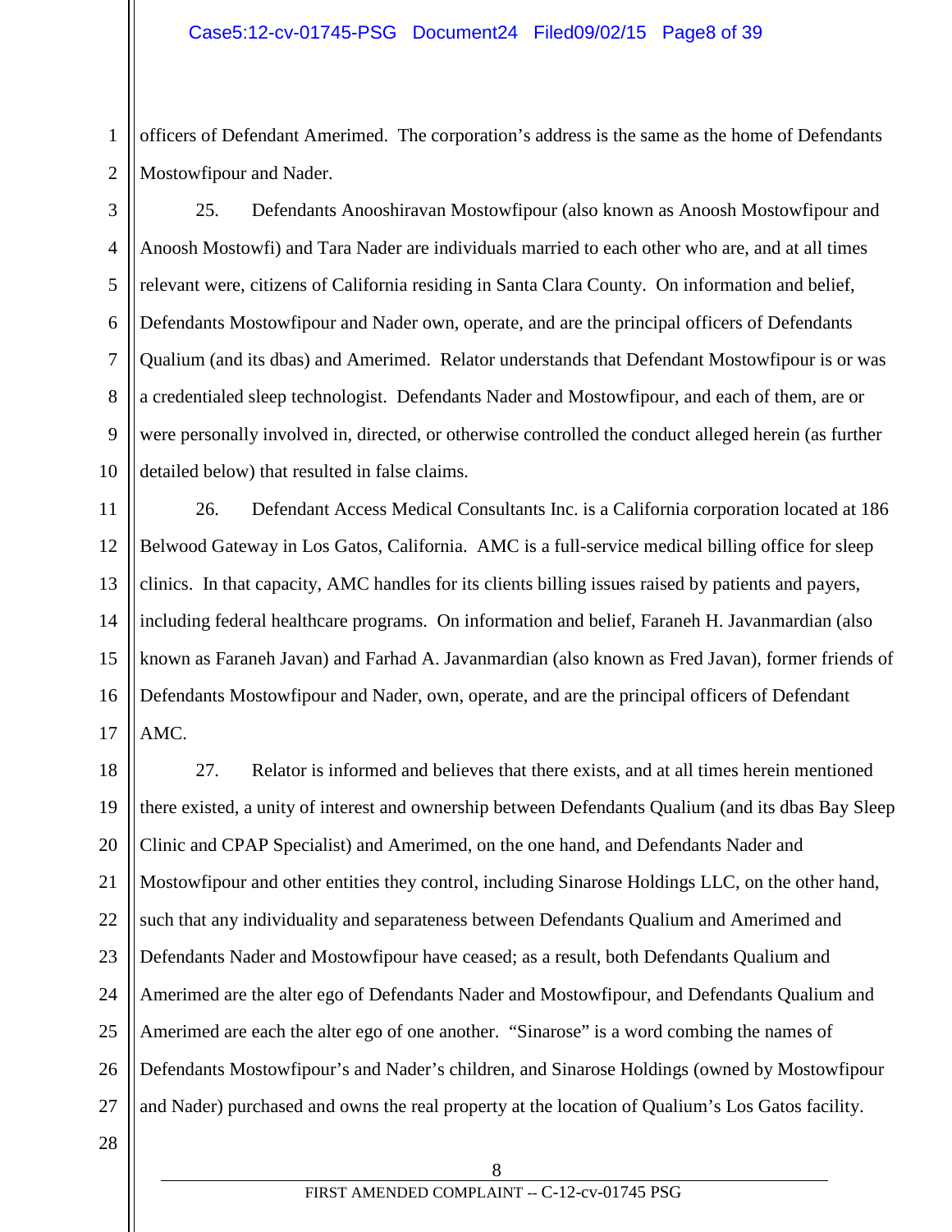officers of Defendant Amerimed. The corporation's address is the same as the home of Defendants Mostowfipour and Nader.

25. Defendants Anooshiravan Mostowfipour (also known as Anoosh Mostowfipour and Anoosh Mostowfi) and Tara Nader are individuals married to each other who are, and at all times relevant were, citizens of California residing in Santa Clara County. On information and belief, Defendants Mostowfipour and Nader own, operate, and are the principal officers of Defendants Qualium (and its dbas) and Amerimed. Relator understands that Defendant Mostowfipour is or was a credentialed sleep technologist. Defendants Nader and Mostowfipour, and each of them, are or were personally involved in, directed, or otherwise controlled the conduct alleged herein (as further detailed below) that resulted in false claims.

26. Defendant Access Medical Consultants Inc. is a California corporation located at 186 Belwood Gateway in Los Gatos, California. AMC is a full-service medical billing office for sleep clinics. In that capacity, AMC handles for its clients billing issues raised by patients and payers, including federal healthcare programs. On information and belief, Faraneh H. Javanmardian (also known as Faraneh Javan) and Farhad A. Javanmardian (also known as Fred Javan), former friends of Defendants Mostowfipour and Nader, own, operate, and are the principal officers of Defendant AMC.

27. Relator is informed and believes that there exists, and at all times herein mentioned there existed, a unity of interest and ownership between Defendants Qualium (and its dbas Bay Sleep Clinic and CPAP Specialist) and Amerimed, on the one hand, and Defendants Nader and Mostowfipour and other entities they control, including Sinarose Holdings LLC, on the other hand, such that any individuality and separateness between Defendants Qualium and Amerimed and Defendants Nader and Mostowfipour have ceased; as a result, both Defendants Qualium and Amerimed are the alter ego of Defendants Nader and Mostowfipour, and Defendants Qualium and Amerimed are each the alter ego of one another. "Sinarose" is a word combing the names of Defendants Mostowfipour's and Nader's children, and Sinarose Holdings (owned by Mostowfipour and Nader) purchased and owns the real property at the location of Qualium's Los Gatos facility.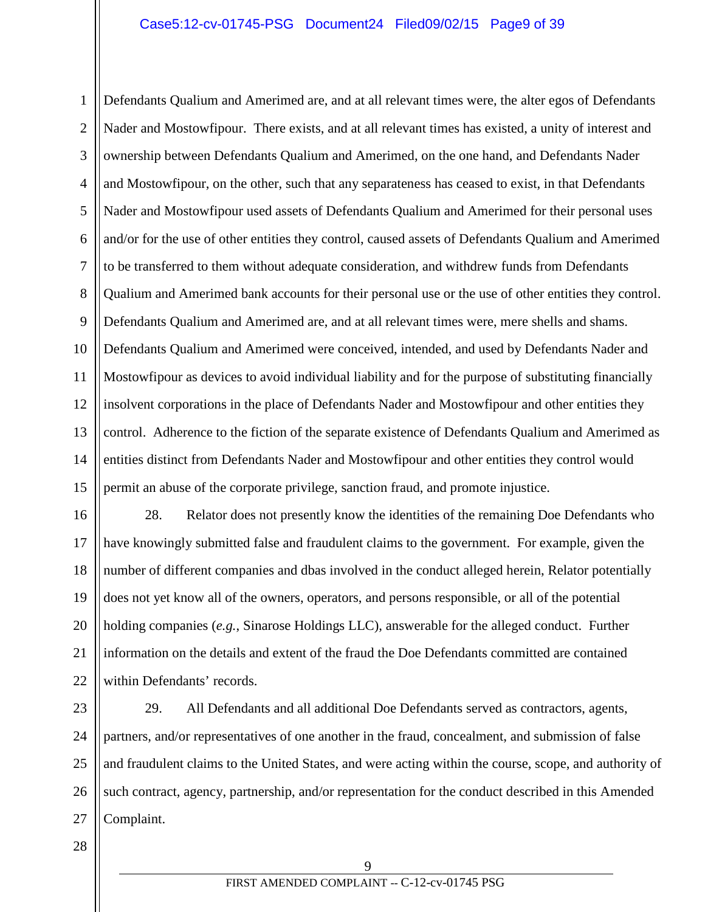Defendants Qualium and Amerimed are, and at all relevant times were, the alter egos of Defendants Nader and Mostowfipour. There exists, and at all relevant times has existed, a unity of interest and ownership between Defendants Qualium and Amerimed, on the one hand, and Defendants Nader and Mostowfipour, on the other, such that any separateness has ceased to exist, in that Defendants Nader and Mostowfipour used assets of Defendants Qualium and Amerimed for their personal uses and/or for the use of other entities they control, caused assets of Defendants Qualium and Amerimed to be transferred to them without adequate consideration, and withdrew funds from Defendants Qualium and Amerimed bank accounts for their personal use or the use of other entities they control. Defendants Qualium and Amerimed are, and at all relevant times were, mere shells and shams. Defendants Qualium and Amerimed were conceived, intended, and used by Defendants Nader and Mostowfipour as devices to avoid individual liability and for the purpose of substituting financially insolvent corporations in the place of Defendants Nader and Mostowfipour and other entities they control. Adherence to the fiction of the separate existence of Defendants Qualium and Amerimed as entities distinct from Defendants Nader and Mostowfipour and other entities they control would permit an abuse of the corporate privilege, sanction fraud, and promote injustice.

28. Relator does not presently know the identities of the remaining Doe Defendants who have knowingly submitted false and fraudulent claims to the government. For example, given the number of different companies and dbas involved in the conduct alleged herein, Relator potentially does not yet know all of the owners, operators, and persons responsible, or all of the potential holding companies (*e.g.*, Sinarose Holdings LLC), answerable for the alleged conduct. Further information on the details and extent of the fraud the Doe Defendants committed are contained within Defendants' records.

29. All Defendants and all additional Doe Defendants served as contractors, agents, partners, and/or representatives of one another in the fraud, concealment, and submission of false and fraudulent claims to the United States, and were acting within the course, scope, and authority of such contract, agency, partnership, and/or representation for the conduct described in this Amended Complaint.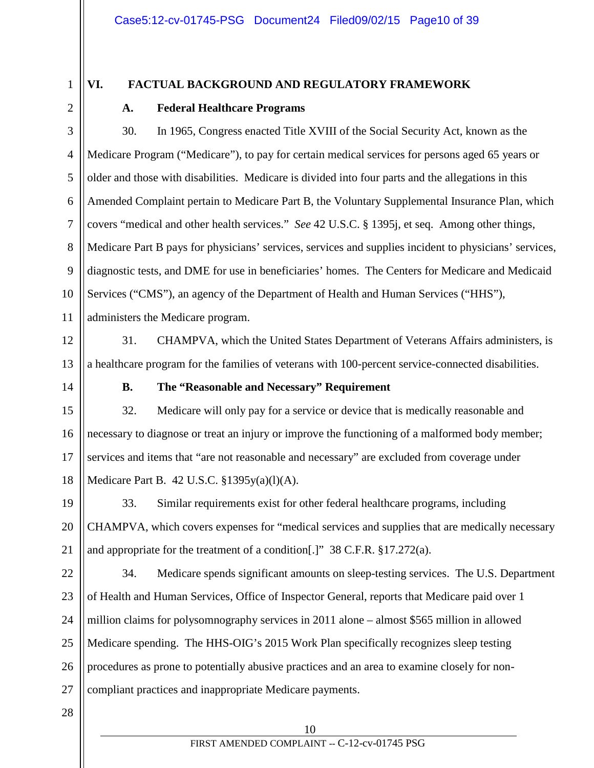## VI. FACTUAL BACKGROUND AND REGULATORY FRAMEWORK

### A. Federal Healthcare Programs

30. In 1965, Congress enacted Title XVIII of the Social Security Act, known as the Medicare Program ("Medicare"), to pay for certain medical services for persons aged 65 years or older and those with disabilities. Medicare is divided into four parts and the allegations in this Amended Complaint pertain to Medicare Part B, the Voluntary Supplemental Insurance Plan, which covers "medical and other health services." *See* 42 U.S.C. § 1395j, et seq. Among other things, Medicare Part B pays for physicians' services, services and supplies incident to physicians' services, diagnostic tests, and DME for use in beneficiaries' homes. The Centers for Medicare and Medicaid Services ("CMS"), an agency of the Department of Health and Human Services ("HHS"), administers the Medicare program.

31. CHAMPVA, which the United States Department of Veterans Affairs administers, is a healthcare program for the families of veterans with 100-percent service-connected disabilities.

### B. The "Reasonable and Necessary" Requirement

32. Medicare will only pay for a service or device that is medically reasonable and necessary to diagnose or treat an injury or improve the functioning of a malformed body member; services and items that "are not reasonable and necessary" are excluded from coverage under Medicare Part B. 42 U.S.C. §1395y(a)(l)(A).

33. Similar requirements exist for other federal healthcare programs, including CHAMPVA, which covers expenses for "medical services and supplies that are medically necessary and appropriate for the treatment of a condition[.]" 38 C.F.R. §17.272(a).

34. Medicare spends significant amounts on sleep-testing services. The U.S. Department of Health and Human Services, Office of Inspector General, reports that Medicare paid over 1 million claims for polysomnography services in 2011 alone – almost $565 million in allowed Medicare spending. The HHS-OIG's 2015 Work Plan specifically recognizes sleep testing procedures as prone to potentially abusive practices and an area to examine closely for non-compliant practices and inappropriate Medicare payments.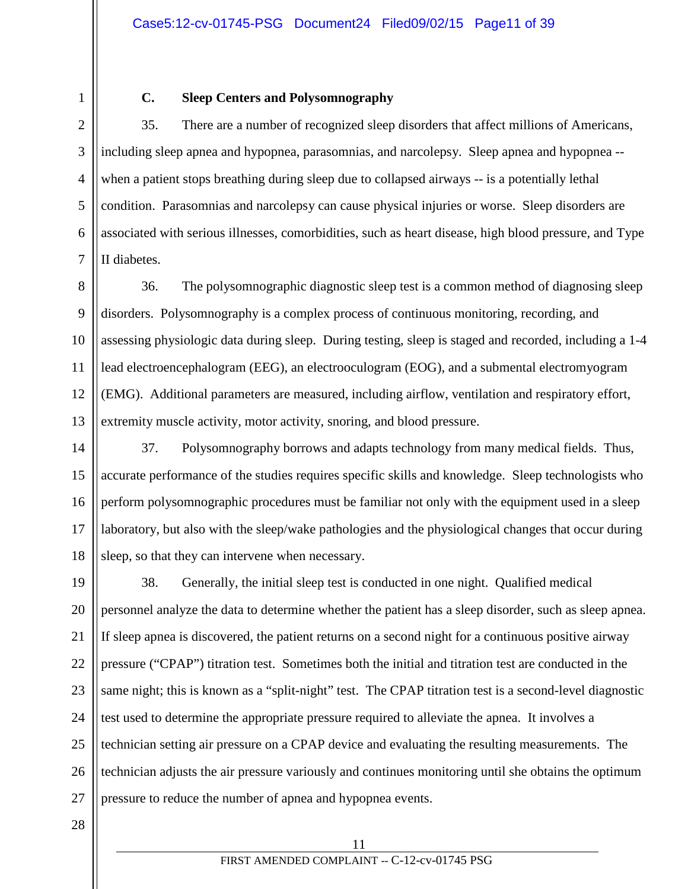### C. Sleep Centers and Polysomnography

35. There are a number of recognized sleep disorders that affect millions of Americans, including sleep apnea and hypopnea, parasomnias, and narcolepsy. Sleep apnea and hypopnea -- when a patient stops breathing during sleep due to collapsed airways -- is a potentially lethal condition. Parasomnias and narcolepsy can cause physical injuries or worse. Sleep disorders are associated with serious illnesses, comorbidities, such as heart disease, high blood pressure, and Type II diabetes.

36. The polysomnographic diagnostic sleep test is a common method of diagnosing sleep disorders. Polysomnography is a complex process of continuous monitoring, recording, and assessing physiologic data during sleep. During testing, sleep is staged and recorded, including a 1-4 lead electroencephalogram (EEG), an electrooculogram (EOG), and a submental electromyogram (EMG). Additional parameters are measured, including airflow, ventilation and respiratory effort, extremity muscle activity, motor activity, snoring, and blood pressure.

37. Polysomnography borrows and adapts technology from many medical fields. Thus, accurate performance of the studies requires specific skills and knowledge. Sleep technologists who perform polysomnographic procedures must be familiar not only with the equipment used in a sleep laboratory, but also with the sleep/wake pathologies and the physiological changes that occur during sleep, so that they can intervene when necessary.

38. Generally, the initial sleep test is conducted in one night. Qualified medical personnel analyze the data to determine whether the patient has a sleep disorder, such as sleep apnea. If sleep apnea is discovered, the patient returns on a second night for a continuous positive airway pressure ("CPAP") titration test. Sometimes both the initial and titration test are conducted in the same night; this is known as a "split-night" test. The CPAP titration test is a second-level diagnostic test used to determine the appropriate pressure required to alleviate the apnea. It involves a technician setting air pressure on a CPAP device and evaluating the resulting measurements. The technician adjusts the air pressure variously and continues monitoring until she obtains the optimum pressure to reduce the number of apnea and hypopnea events.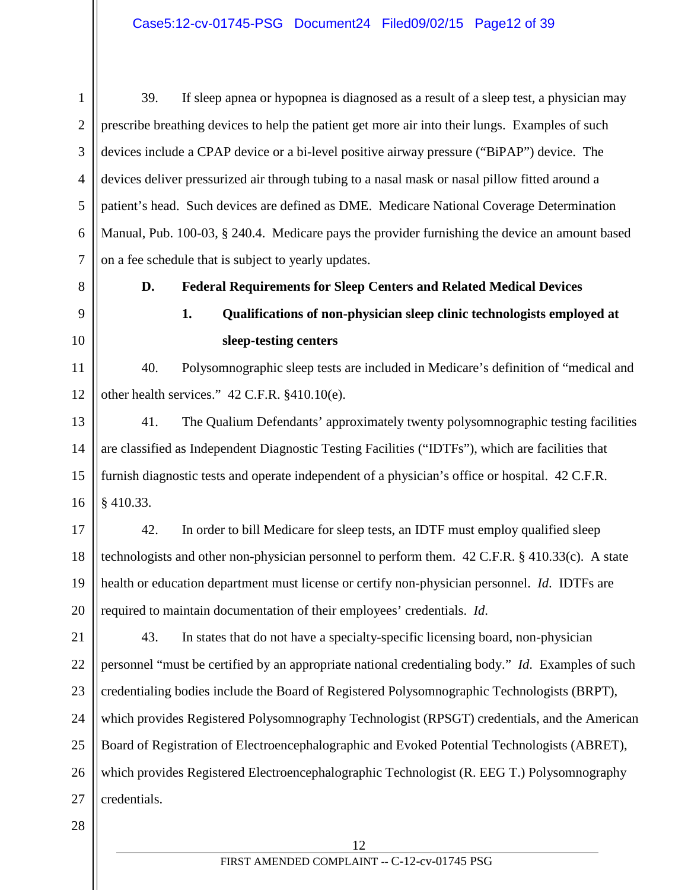39. If sleep apnea or hypopnea is diagnosed as a result of a sleep test, a physician may prescribe breathing devices to help the patient get more air into their lungs. Examples of such devices include a CPAP device or a bi-level positive airway pressure ("BiPAP") device. The devices deliver pressurized air through tubing to a nasal mask or nasal pillow fitted around a patient's head. Such devices are defined as DME. Medicare National Coverage Determination Manual, Pub. 100-03, § 240.4. Medicare pays the provider furnishing the device an amount based on a fee schedule that is subject to yearly updates.

**D. Federal Requirements for Sleep Centers and Related Medical Devices**

**1. Qualifications of non-physician sleep clinic technologists employed at sleep-testing centers**

40. Polysomnographic sleep tests are included in Medicare's definition of "medical and other health services." 42 C.F.R. §410.10(e).

41. The Qualium Defendants' approximately twenty polysomnographic testing facilities are classified as Independent Diagnostic Testing Facilities ("IDTFs"), which are facilities that furnish diagnostic tests and operate independent of a physician's office or hospital. 42 C.F.R. § 410.33.

42. In order to bill Medicare for sleep tests, an IDTF must employ qualified sleep technologists and other non-physician personnel to perform them. 42 C.F.R. § 410.33(c). A state health or education department must license or certify non-physician personnel. *Id.* IDTFs are required to maintain documentation of their employees' credentials. *Id.*

43. In states that do not have a specialty-specific licensing board, non-physician personnel "must be certified by an appropriate national credentialing body." *Id.* Examples of such credentialing bodies include the Board of Registered Polysomnographic Technologists (BRPT), which provides Registered Polysomnography Technologist (RPSGT) credentials, and the American Board of Registration of Electroencephalographic and Evoked Potential Technologists (ABRET), which provides Registered Electroencephalographic Technologist (R. EEG T.) Polysomnography credentials.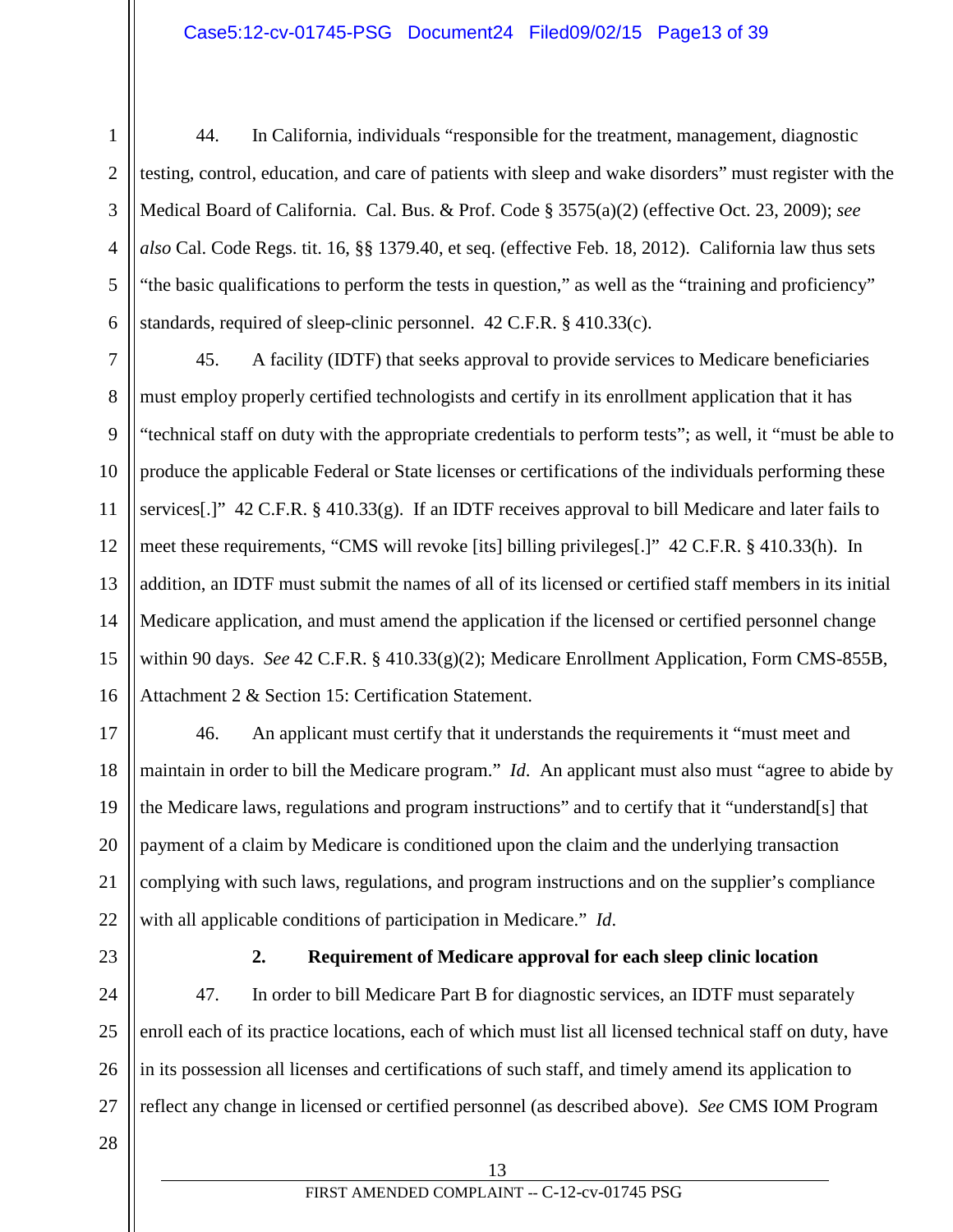44. In California, individuals "responsible for the treatment, management, diagnostic testing, control, education, and care of patients with sleep and wake disorders" must register with the Medical Board of California. Cal. Bus. & Prof. Code § 3575(a)(2) (effective Oct. 23, 2009); *see also* Cal. Code Regs. tit. 16, §§ 1379.40, et seq. (effective Feb. 18, 2012). California law thus sets "the basic qualifications to perform the tests in question," as well as the "training and proficiency" standards, required of sleep-clinic personnel. 42 C.F.R. § 410.33(c).

45. A facility (IDTF) that seeks approval to provide services to Medicare beneficiaries must employ properly certified technologists and certify in its enrollment application that it has "technical staff on duty with the appropriate credentials to perform tests"; as well, it "must be able to produce the applicable Federal or State licenses or certifications of the individuals performing these services[.]" 42 C.F.R. § 410.33(g). If an IDTF receives approval to bill Medicare and later fails to meet these requirements, "CMS will revoke [its] billing privileges[.]" 42 C.F.R. § 410.33(h). In addition, an IDTF must submit the names of all of its licensed or certified staff members in its initial Medicare application, and must amend the application if the licensed or certified personnel change within 90 days. *See* 42 C.F.R. § 410.33(g)(2); Medicare Enrollment Application, Form CMS-855B, Attachment 2 & Section 15: Certification Statement.

46. An applicant must certify that it understands the requirements it "must meet and maintain in order to bill the Medicare program." *Id*. An applicant must also must "agree to abide by the Medicare laws, regulations and program instructions" and to certify that it "understand[s] that payment of a claim by Medicare is conditioned upon the claim and the underlying transaction complying with such laws, regulations, and program instructions and on the supplier's compliance with all applicable conditions of participation in Medicare." *Id*.

### 2. Requirement of Medicare approval for each sleep clinic location

47. In order to bill Medicare Part B for diagnostic services, an IDTF must separately enroll each of its practice locations, each of which must list all licensed technical staff on duty, have in its possession all licenses and certifications of such staff, and timely amend its application to reflect any change in licensed or certified personnel (as described above). *See* CMS IOM Program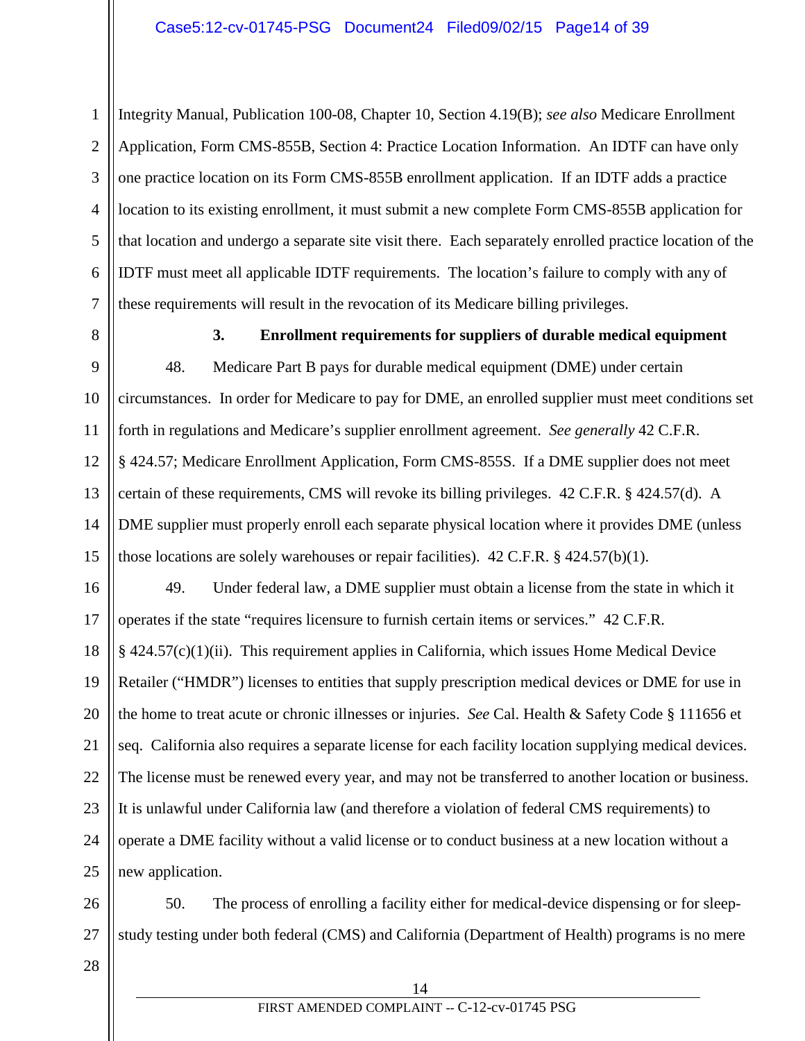Integrity Manual, Publication 100-08, Chapter 10, Section 4.19(B); *see also* Medicare Enrollment Application, Form CMS-855B, Section 4: Practice Location Information. An IDTF can have only one practice location on its Form CMS-855B enrollment application. If an IDTF adds a practice location to its existing enrollment, it must submit a new complete Form CMS-855B application for that location and undergo a separate site visit there. Each separately enrolled practice location of the IDTF must meet all applicable IDTF requirements. The location's failure to comply with any of these requirements will result in the revocation of its Medicare billing privileges.

### 3. Enrollment requirements for suppliers of durable medical equipment

48. Medicare Part B pays for durable medical equipment (DME) under certain circumstances. In order for Medicare to pay for DME, an enrolled supplier must meet conditions set forth in regulations and Medicare's supplier enrollment agreement. *See generally* 42 C.F.R. § 424.57; Medicare Enrollment Application, Form CMS-855S. If a DME supplier does not meet certain of these requirements, CMS will revoke its billing privileges. 42 C.F.R. § 424.57(d). A DME supplier must properly enroll each separate physical location where it provides DME (unless those locations are solely warehouses or repair facilities). 42 C.F.R. § 424.57(b)(1).

49. Under federal law, a DME supplier must obtain a license from the state in which it operates if the state "requires licensure to furnish certain items or services." 42 C.F.R. § 424.57(c)(1)(ii). This requirement applies in California, which issues Home Medical Device Retailer ("HMDR") licenses to entities that supply prescription medical devices or DME for use in the home to treat acute or chronic illnesses or injuries. *See* Cal. Health & Safety Code § 111656 et seq. California also requires a separate license for each facility location supplying medical devices. The license must be renewed every year, and may not be transferred to another location or business. It is unlawful under California law (and therefore a violation of federal CMS requirements) to operate a DME facility without a valid license or to conduct business at a new location without a new application.

50. The process of enrolling a facility either for medical-device dispensing or for sleep-study testing under both federal (CMS) and California (Department of Health) programs is no mere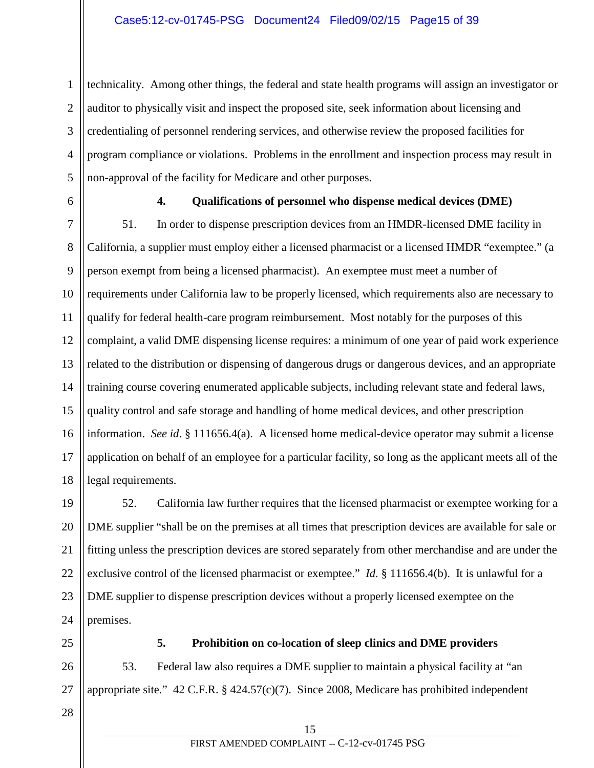technicality. Among other things, the federal and state health programs will assign an investigator or auditor to physically visit and inspect the proposed site, seek information about licensing and credentialing of personnel rendering services, and otherwise review the proposed facilities for program compliance or violations. Problems in the enrollment and inspection process may result in non-approval of the facility for Medicare and other purposes.

#### 4. Qualifications of personnel who dispense medical devices (DME)

51. In order to dispense prescription devices from an HMDR-licensed DME facility in California, a supplier must employ either a licensed pharmacist or a licensed HMDR "exemptee." (a person exempt from being a licensed pharmacist). An exemptee must meet a number of requirements under California law to be properly licensed, which requirements also are necessary to qualify for federal health-care program reimbursement. Most notably for the purposes of this complaint, a valid DME dispensing license requires: a minimum of one year of paid work experience related to the distribution or dispensing of dangerous drugs or dangerous devices, and an appropriate training course covering enumerated applicable subjects, including relevant state and federal laws, quality control and safe storage and handling of home medical devices, and other prescription information. *See id*. § 111656.4(a). A licensed home medical-device operator may submit a license application on behalf of an employee for a particular facility, so long as the applicant meets all of the legal requirements.

52. California law further requires that the licensed pharmacist or exemptee working for a DME supplier "shall be on the premises at all times that prescription devices are available for sale or fitting unless the prescription devices are stored separately from other merchandise and are under the exclusive control of the licensed pharmacist or exemptee." *Id*. § 111656.4(b). It is unlawful for a DME supplier to dispense prescription devices without a properly licensed exemptee on the premises.

#### 5. Prohibition on co-location of sleep clinics and DME providers

53. Federal law also requires a DME supplier to maintain a physical facility at "an appropriate site." 42 C.F.R. § 424.57(c)(7). Since 2008, Medicare has prohibited independent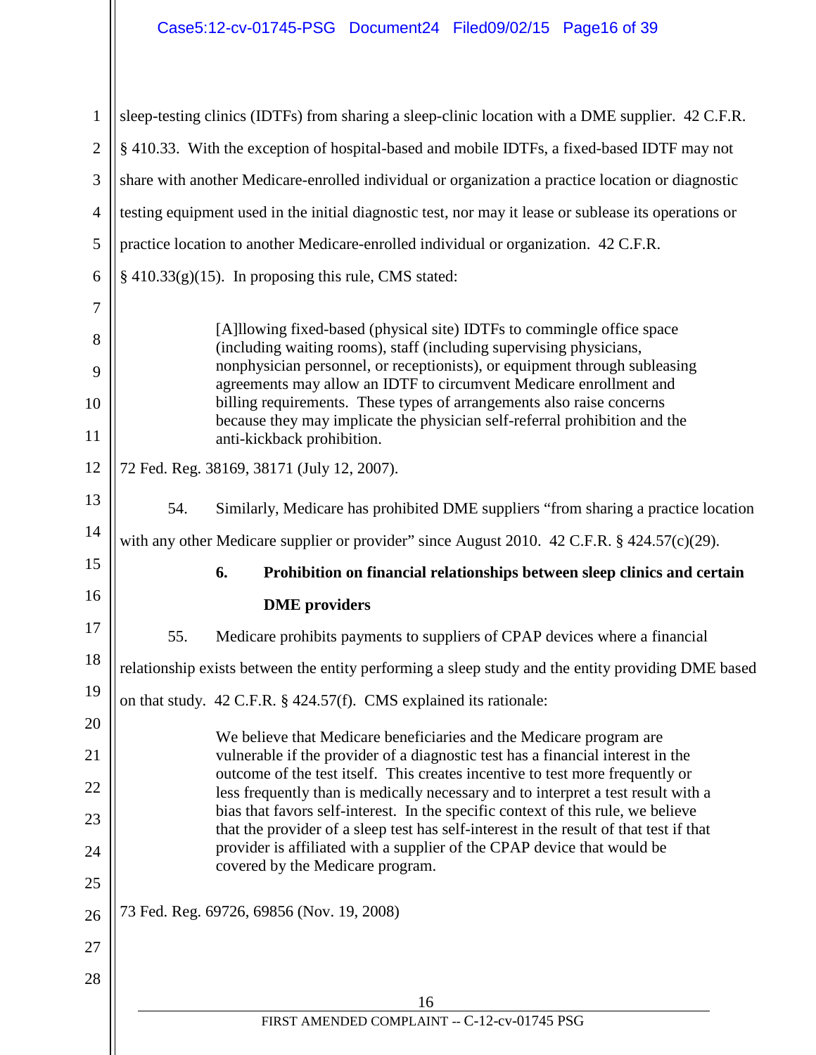sleep-testing clinics (IDTFs) from sharing a sleep-clinic location with a DME supplier. 42 C.F.R. § 410.33. With the exception of hospital-based and mobile IDTFs, a fixed-based IDTF may not share with another Medicare-enrolled individual or organization a practice location or diagnostic testing equipment used in the initial diagnostic test, nor may it lease or sublease its operations or practice location to another Medicare-enrolled individual or organization. 42 C.F.R. § 410.33(g)(15). In proposing this rule, CMS stated:

> [A]llowing fixed-based (physical site) IDTFs to commingle office space (including waiting rooms), staff (including supervising physicians, nonphysician personnel, or receptionists), or equipment through subleasing agreements may allow an IDTF to circumvent Medicare enrollment and billing requirements. These types of arrangements also raise concerns because they may implicate the physician self-referral prohibition and the anti-kickback prohibition.

72 Fed. Reg. 38169, 38171 (July 12, 2007).

54. Similarly, Medicare has prohibited DME suppliers "from sharing a practice location with any other Medicare supplier or provider" since August 2010. 42 C.F.R. § 424.57(c)(29).

### 6. Prohibition on financial relationships between sleep clinics and certain DME providers

55. Medicare prohibits payments to suppliers of CPAP devices where a financial relationship exists between the entity performing a sleep study and the entity providing DME based on that study. 42 C.F.R. § 424.57(f). CMS explained its rationale:

> We believe that Medicare beneficiaries and the Medicare program are vulnerable if the provider of a diagnostic test has a financial interest in the outcome of the test itself. This creates incentive to test more frequently or less frequently than is medically necessary and to interpret a test result with a bias that favors self-interest. In the specific context of this rule, we believe that the provider of a sleep test has self-interest in the result of that test if that provider is affiliated with a supplier of the CPAP device that would be covered by the Medicare program.

73 Fed. Reg. 69726, 69856 (Nov. 19, 2008)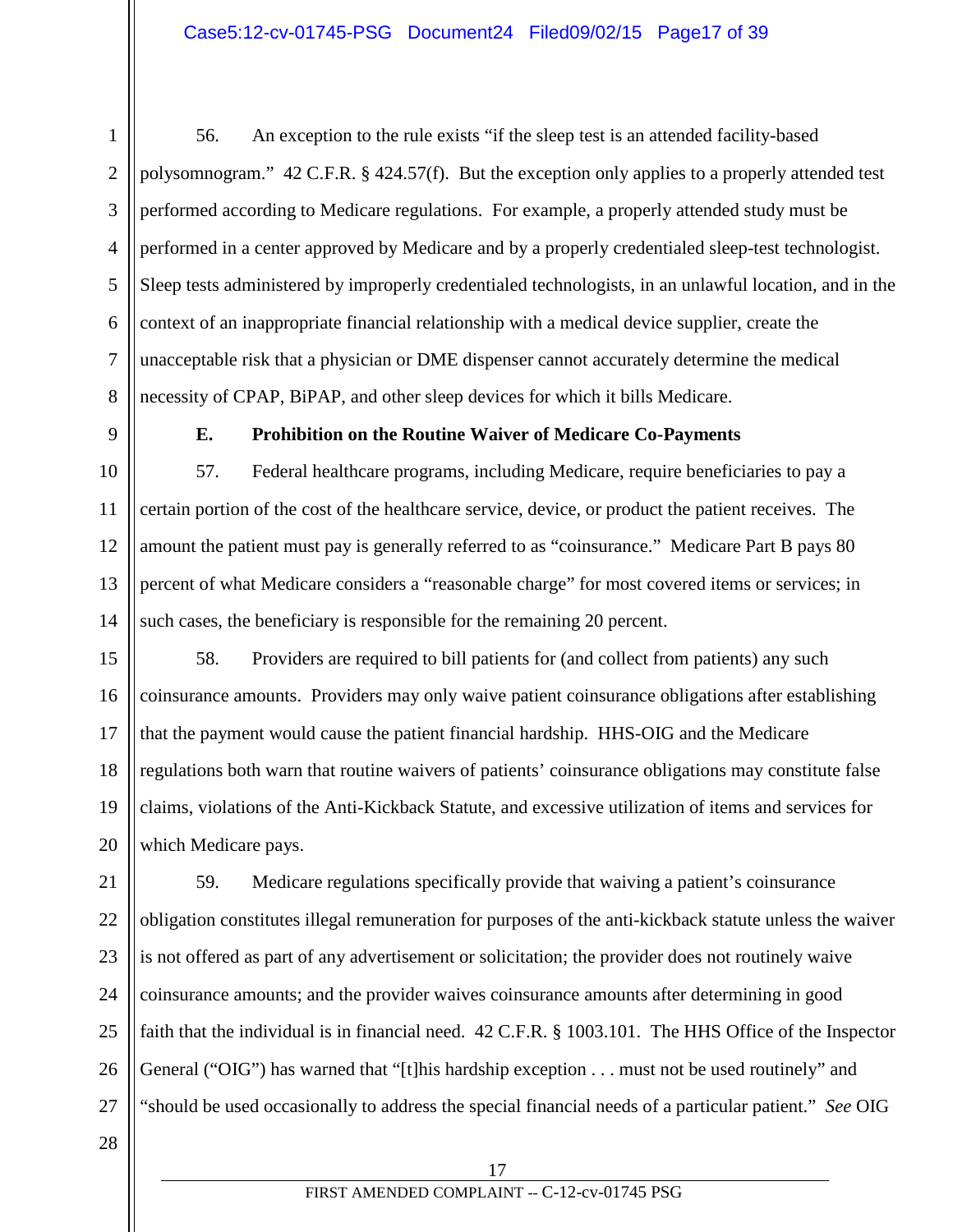56. An exception to the rule exists "if the sleep test is an attended facility-based polysomnogram." 42 C.F.R. § 424.57(f). But the exception only applies to a properly attended test performed according to Medicare regulations. For example, a properly attended study must be performed in a center approved by Medicare and by a properly credentialed sleep-test technologist. Sleep tests administered by improperly credentialed technologists, in an unlawful location, and in the context of an inappropriate financial relationship with a medical device supplier, create the unacceptable risk that a physician or DME dispenser cannot accurately determine the medical necessity of CPAP, BiPAP, and other sleep devices for which it bills Medicare.

### E. Prohibition on the Routine Waiver of Medicare Co-Payments

57. Federal healthcare programs, including Medicare, require beneficiaries to pay a certain portion of the cost of the healthcare service, device, or product the patient receives. The amount the patient must pay is generally referred to as "coinsurance." Medicare Part B pays 80 percent of what Medicare considers a "reasonable charge" for most covered items or services; in such cases, the beneficiary is responsible for the remaining 20 percent.

58. Providers are required to bill patients for (and collect from patients) any such coinsurance amounts. Providers may only waive patient coinsurance obligations after establishing that the payment would cause the patient financial hardship. HHS-OIG and the Medicare regulations both warn that routine waivers of patients' coinsurance obligations may constitute false claims, violations of the Anti-Kickback Statute, and excessive utilization of items and services for which Medicare pays.

59. Medicare regulations specifically provide that waiving a patient's coinsurance obligation constitutes illegal remuneration for purposes of the anti-kickback statute unless the waiver is not offered as part of any advertisement or solicitation; the provider does not routinely waive coinsurance amounts; and the provider waives coinsurance amounts after determining in good faith that the individual is in financial need. 42 C.F.R. § 1003.101. The HHS Office of the Inspector General ("OIG") has warned that "[t]his hardship exception . . . must not be used routinely" and "should be used occasionally to address the special financial needs of a particular patient." *See* OIG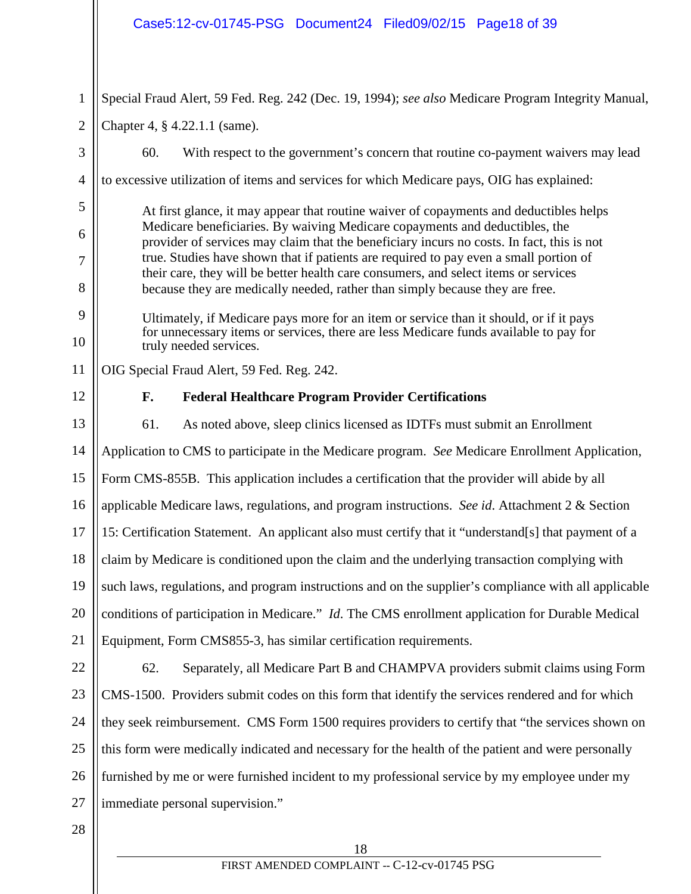Special Fraud Alert, 59 Fed. Reg. 242 (Dec. 19, 1994); *see also* Medicare Program Integrity Manual, Chapter 4, § 4.22.1.1 (same).

60. With respect to the government's concern that routine co-payment waivers may lead to excessive utilization of items and services for which Medicare pays, OIG has explained:

> At first glance, it may appear that routine waiver of copayments and deductibles helps Medicare beneficiaries. By waiving Medicare copayments and deductibles, the provider of services may claim that the beneficiary incurs no costs. In fact, this is not true. Studies have shown that if patients are required to pay even a small portion of their care, they will be better health care consumers, and select items or services because they are medically needed, rather than simply because they are free.
>
> Ultimately, if Medicare pays more for an item or service than it should, or if it pays for unnecessary items or services, there are less Medicare funds available to pay for truly needed services.

OIG Special Fraud Alert, 59 Fed. Reg. 242.

### F. Federal Healthcare Program Provider Certifications

61. As noted above, sleep clinics licensed as IDTFs must submit an Enrollment Application to CMS to participate in the Medicare program. *See* Medicare Enrollment Application, Form CMS-855B. This application includes a certification that the provider will abide by all applicable Medicare laws, regulations, and program instructions. *See id.* Attachment 2 & Section 15: Certification Statement. An applicant also must certify that it "understand[s] that payment of a claim by Medicare is conditioned upon the claim and the underlying transaction complying with such laws, regulations, and program instructions and on the supplier's compliance with all applicable conditions of participation in Medicare." *Id*. The CMS enrollment application for Durable Medical Equipment, Form CMS855-3, has similar certification requirements.

62. Separately, all Medicare Part B and CHAMPVA providers submit claims using Form CMS-1500. Providers submit codes on this form that identify the services rendered and for which they seek reimbursement. CMS Form 1500 requires providers to certify that "the services shown on this form were medically indicated and necessary for the health of the patient and were personally furnished by me or were furnished incident to my professional service by my employee under my immediate personal supervision."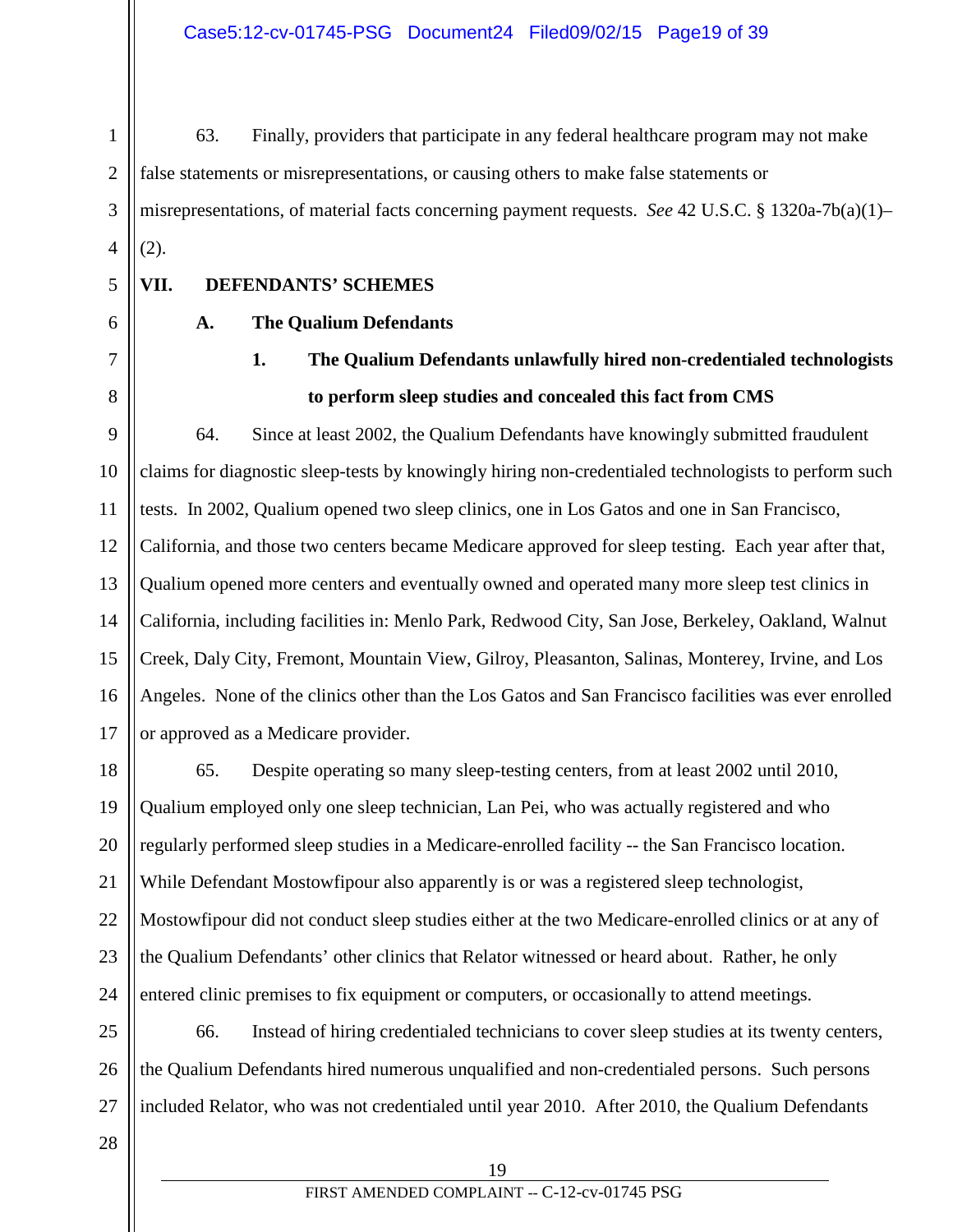63. Finally, providers that participate in any federal healthcare program may not make false statements or misrepresentations, or causing others to make false statements or misrepresentations, of material facts concerning payment requests. *See* 42 U.S.C. § 1320a-7b(a)(1)–(2).

## VII. DEFENDANTS' SCHEMES

### A. The Qualium Defendants

#### 1. The Qualium Defendants unlawfully hired non-credentialed technologists to perform sleep studies and concealed this fact from CMS

64. Since at least 2002, the Qualium Defendants have knowingly submitted fraudulent claims for diagnostic sleep-tests by knowingly hiring non-credentialed technologists to perform such tests. In 2002, Qualium opened two sleep clinics, one in Los Gatos and one in San Francisco, California, and those two centers became Medicare approved for sleep testing. Each year after that, Qualium opened more centers and eventually owned and operated many more sleep test clinics in California, including facilities in: Menlo Park, Redwood City, San Jose, Berkeley, Oakland, Walnut Creek, Daly City, Fremont, Mountain View, Gilroy, Pleasanton, Salinas, Monterey, Irvine, and Los Angeles. None of the clinics other than the Los Gatos and San Francisco facilities was ever enrolled or approved as a Medicare provider.

65. Despite operating so many sleep-testing centers, from at least 2002 until 2010, Qualium employed only one sleep technician, Lan Pei, who was actually registered and who regularly performed sleep studies in a Medicare-enrolled facility -- the San Francisco location. While Defendant Mostowfipour also apparently is or was a registered sleep technologist, Mostowfipour did not conduct sleep studies either at the two Medicare-enrolled clinics or at any of the Qualium Defendants' other clinics that Relator witnessed or heard about. Rather, he only entered clinic premises to fix equipment or computers, or occasionally to attend meetings.

66. Instead of hiring credentialed technicians to cover sleep studies at its twenty centers, the Qualium Defendants hired numerous unqualified and non-credentialed persons. Such persons included Relator, who was not credentialed until year 2010. After 2010, the Qualium Defendants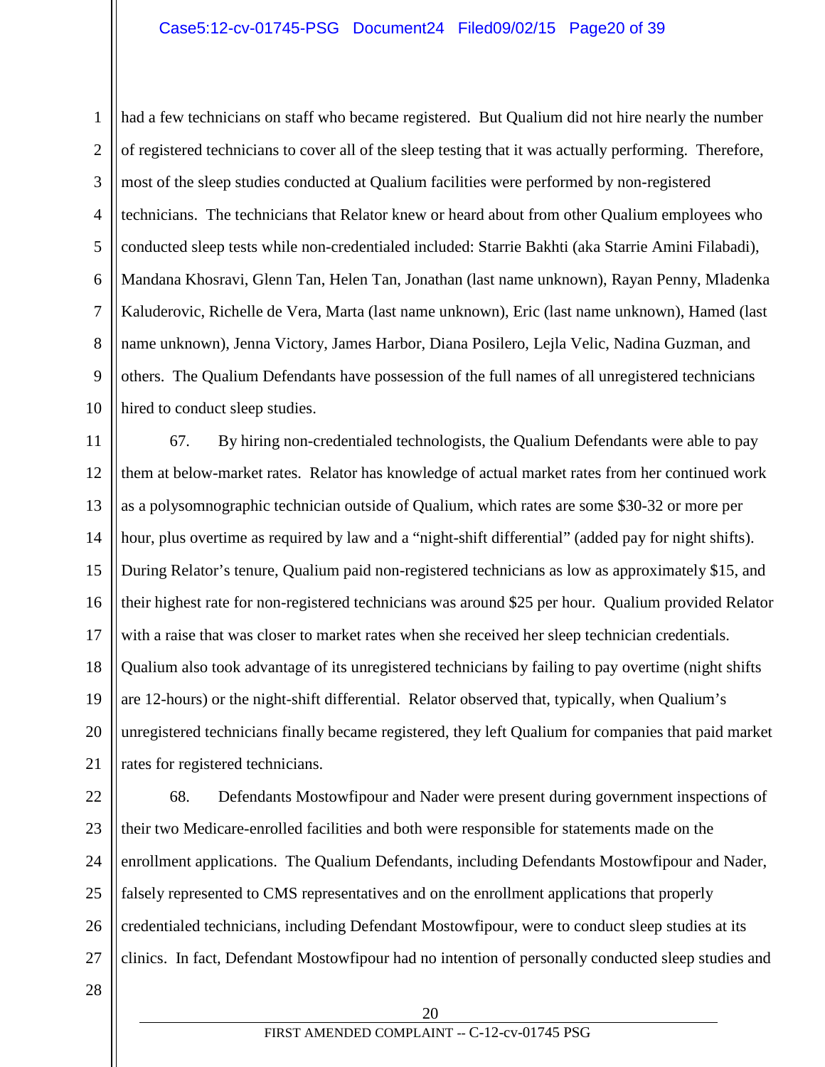had a few technicians on staff who became registered. But Qualium did not hire nearly the number of registered technicians to cover all of the sleep testing that it was actually performing. Therefore, most of the sleep studies conducted at Qualium facilities were performed by non-registered technicians. The technicians that Relator knew or heard about from other Qualium employees who conducted sleep tests while non-credentialed included: Starrie Bakhti (aka Starrie Amini Filabadi), Mandana Khosravi, Glenn Tan, Helen Tan, Jonathan (last name unknown), Rayan Penny, Mladenka Kaluderovic, Richelle de Vera, Marta (last name unknown), Eric (last name unknown), Hamed (last name unknown), Jenna Victory, James Harbor, Diana Posilero, Lejla Velic, Nadina Guzman, and others. The Qualium Defendants have possession of the full names of all unregistered technicians hired to conduct sleep studies.

67. By hiring non-credentialed technologists, the Qualium Defendants were able to pay them at below-market rates. Relator has knowledge of actual market rates from her continued work as a polysomnographic technician outside of Qualium, which rates are some $30-32 or more per hour, plus overtime as required by law and a "night-shift differential" (added pay for night shifts). During Relator's tenure, Qualium paid non-registered technicians as low as approximately $15, and their highest rate for non-registered technicians was around $25 per hour. Qualium provided Relator with a raise that was closer to market rates when she received her sleep technician credentials. Qualium also took advantage of its unregistered technicians by failing to pay overtime (night shifts are 12-hours) or the night-shift differential. Relator observed that, typically, when Qualium's unregistered technicians finally became registered, they left Qualium for companies that paid market rates for registered technicians.

68. Defendants Mostowfipour and Nader were present during government inspections of their two Medicare-enrolled facilities and both were responsible for statements made on the enrollment applications. The Qualium Defendants, including Defendants Mostowfipour and Nader, falsely represented to CMS representatives and on the enrollment applications that properly credentialed technicians, including Defendant Mostowfipour, were to conduct sleep studies at its clinics. In fact, Defendant Mostowfipour had no intention of personally conducted sleep studies and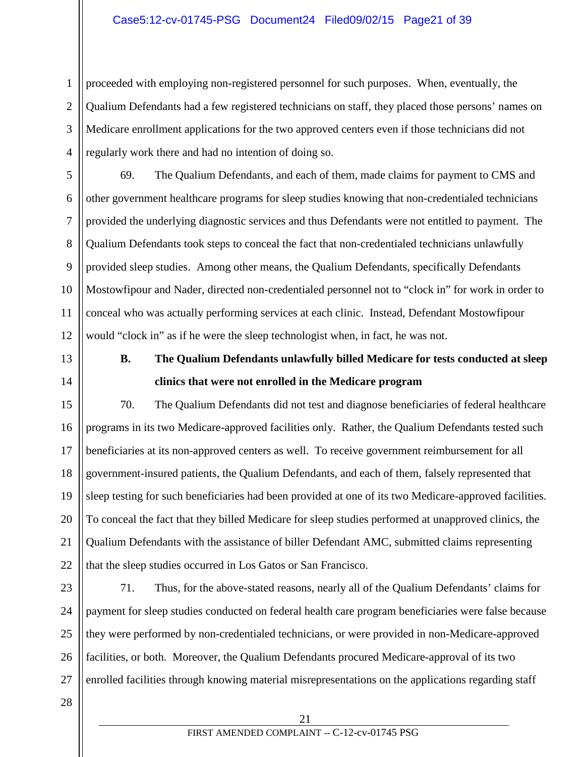proceeded with employing non-registered personnel for such purposes. When, eventually, the Qualium Defendants had a few registered technicians on staff, they placed those persons' names on Medicare enrollment applications for the two approved centers even if those technicians did not regularly work there and had no intention of doing so.

69. The Qualium Defendants, and each of them, made claims for payment to CMS and other government healthcare programs for sleep studies knowing that non-credentialed technicians provided the underlying diagnostic services and thus Defendants were not entitled to payment. The Qualium Defendants took steps to conceal the fact that non-credentialed technicians unlawfully provided sleep studies. Among other means, the Qualium Defendants, specifically Defendants Mostowfipour and Nader, directed non-credentialed personnel not to "clock in" for work in order to conceal who was actually performing services at each clinic. Instead, Defendant Mostowfipour would "clock in" as if he were the sleep technologist when, in fact, he was not.

### B. The Qualium Defendants unlawfully billed Medicare for tests conducted at sleep clinics that were not enrolled in the Medicare program

70. The Qualium Defendants did not test and diagnose beneficiaries of federal healthcare programs in its two Medicare-approved facilities only. Rather, the Qualium Defendants tested such beneficiaries at its non-approved centers as well. To receive government reimbursement for all government-insured patients, the Qualium Defendants, and each of them, falsely represented that sleep testing for such beneficiaries had been provided at one of its two Medicare-approved facilities. To conceal the fact that they billed Medicare for sleep studies performed at unapproved clinics, the Qualium Defendants with the assistance of biller Defendant AMC, submitted claims representing that the sleep studies occurred in Los Gatos or San Francisco.

71. Thus, for the above-stated reasons, nearly all of the Qualium Defendants' claims for payment for sleep studies conducted on federal health care program beneficiaries were false because they were performed by non-credentialed technicians, or were provided in non-Medicare-approved facilities, or both. Moreover, the Qualium Defendants procured Medicare-approval of its two enrolled facilities through knowing material misrepresentations on the applications regarding staff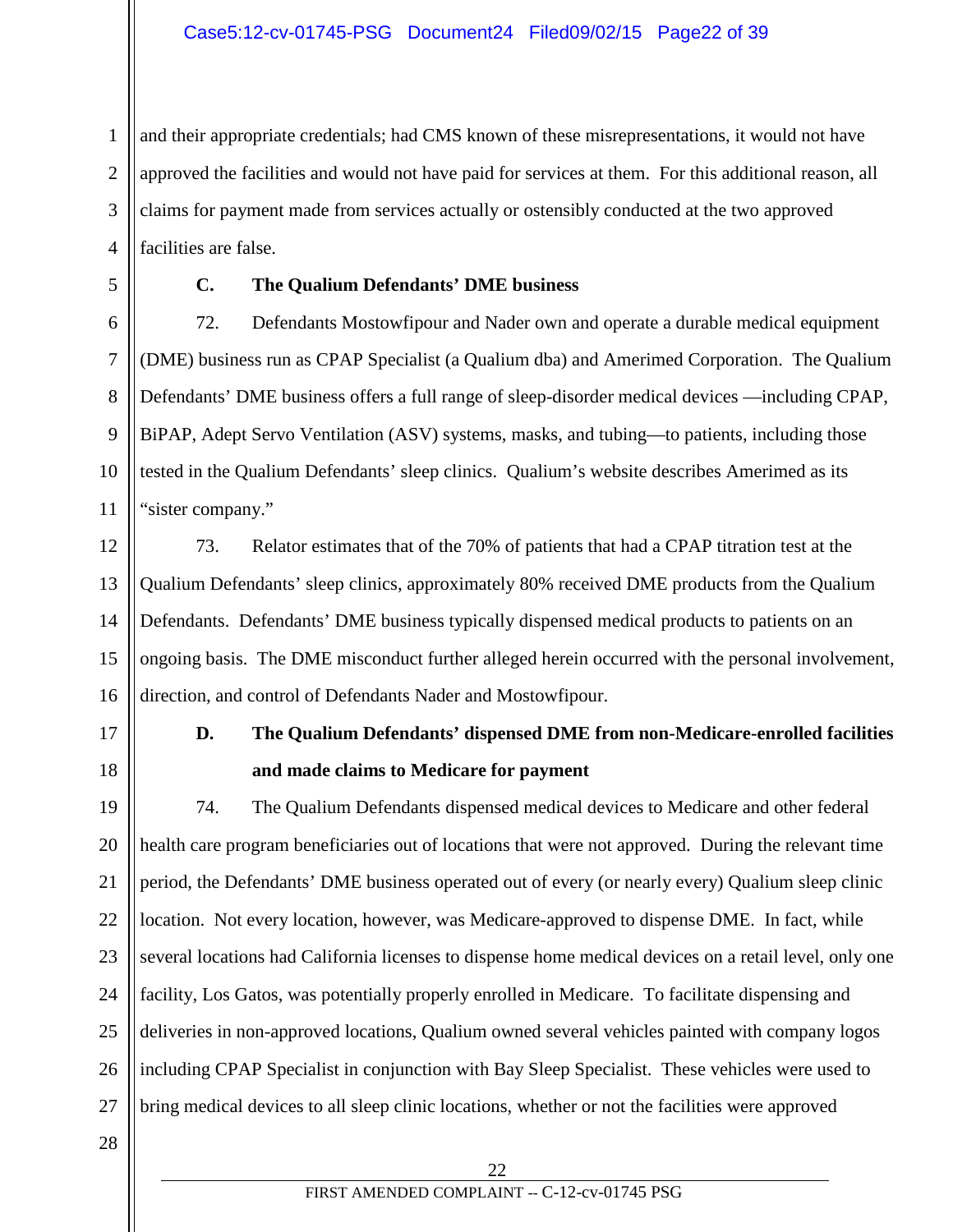and their appropriate credentials; had CMS known of these misrepresentations, it would not have approved the facilities and would not have paid for services at them. For this additional reason, all claims for payment made from services actually or ostensibly conducted at the two approved facilities are false.

### C. The Qualium Defendants' DME business

72. Defendants Mostowfipour and Nader own and operate a durable medical equipment (DME) business run as CPAP Specialist (a Qualium dba) and Amerimed Corporation. The Qualium Defendants' DME business offers a full range of sleep-disorder medical devices —including CPAP, BiPAP, Adept Servo Ventilation (ASV) systems, masks, and tubing—to patients, including those tested in the Qualium Defendants' sleep clinics. Qualium's website describes Amerimed as its "sister company."

73. Relator estimates that of the 70% of patients that had a CPAP titration test at the Qualium Defendants' sleep clinics, approximately 80% received DME products from the Qualium Defendants. Defendants' DME business typically dispensed medical products to patients on an ongoing basis. The DME misconduct further alleged herein occurred with the personal involvement, direction, and control of Defendants Nader and Mostowfipour.

### D. The Qualium Defendants' dispensed DME from non-Medicare-enrolled facilities and made claims to Medicare for payment

74. The Qualium Defendants dispensed medical devices to Medicare and other federal health care program beneficiaries out of locations that were not approved. During the relevant time period, the Defendants' DME business operated out of every (or nearly every) Qualium sleep clinic location. Not every location, however, was Medicare-approved to dispense DME. In fact, while several locations had California licenses to dispense home medical devices on a retail level, only one facility, Los Gatos, was potentially properly enrolled in Medicare. To facilitate dispensing and deliveries in non-approved locations, Qualium owned several vehicles painted with company logos including CPAP Specialist in conjunction with Bay Sleep Specialist. These vehicles were used to bring medical devices to all sleep clinic locations, whether or not the facilities were approved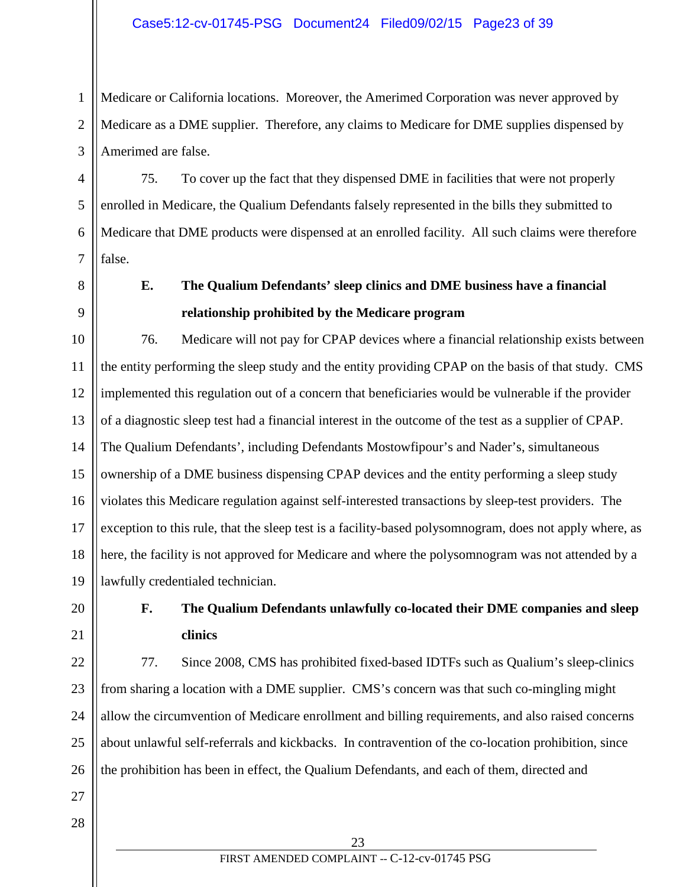Medicare or California locations. Moreover, the Amerimed Corporation was never approved by Medicare as a DME supplier. Therefore, any claims to Medicare for DME supplies dispensed by Amerimed are false.

75. To cover up the fact that they dispensed DME in facilities that were not properly enrolled in Medicare, the Qualium Defendants falsely represented in the bills they submitted to Medicare that DME products were dispensed at an enrolled facility. All such claims were therefore false.

### E. The Qualium Defendants' sleep clinics and DME business have a financial relationship prohibited by the Medicare program

76. Medicare will not pay for CPAP devices where a financial relationship exists between the entity performing the sleep study and the entity providing CPAP on the basis of that study. CMS implemented this regulation out of a concern that beneficiaries would be vulnerable if the provider of a diagnostic sleep test had a financial interest in the outcome of the test as a supplier of CPAP. The Qualium Defendants', including Defendants Mostowfipour's and Nader's, simultaneous ownership of a DME business dispensing CPAP devices and the entity performing a sleep study violates this Medicare regulation against self-interested transactions by sleep-test providers. The exception to this rule, that the sleep test is a facility-based polysomnogram, does not apply where, as here, the facility is not approved for Medicare and where the polysomnogram was not attended by a lawfully credentialed technician.

### F. The Qualium Defendants unlawfully co-located their DME companies and sleep clinics

77. Since 2008, CMS has prohibited fixed-based IDTFs such as Qualium's sleep-clinics from sharing a location with a DME supplier. CMS's concern was that such co-mingling might allow the circumvention of Medicare enrollment and billing requirements, and also raised concerns about unlawful self-referrals and kickbacks. In contravention of the co-location prohibition, since the prohibition has been in effect, the Qualium Defendants, and each of them, directed and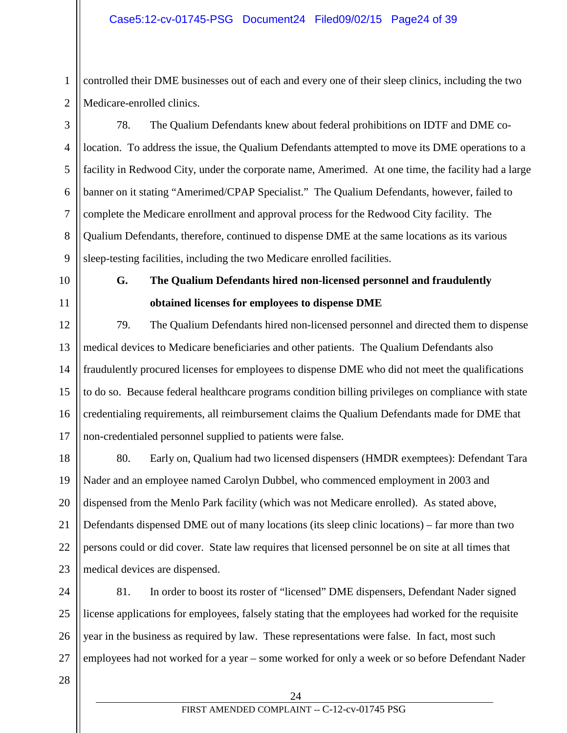controlled their DME businesses out of each and every one of their sleep clinics, including the two Medicare-enrolled clinics.

78. The Qualium Defendants knew about federal prohibitions on IDTF and DME co-location. To address the issue, the Qualium Defendants attempted to move its DME operations to a facility in Redwood City, under the corporate name, Amerimed. At one time, the facility had a large banner on it stating "Amerimed/CPAP Specialist." The Qualium Defendants, however, failed to complete the Medicare enrollment and approval process for the Redwood City facility. The Qualium Defendants, therefore, continued to dispense DME at the same locations as its various sleep-testing facilities, including the two Medicare enrolled facilities.

### G. The Qualium Defendants hired non-licensed personnel and fraudulently obtained licenses for employees to dispense DME

79. The Qualium Defendants hired non-licensed personnel and directed them to dispense medical devices to Medicare beneficiaries and other patients. The Qualium Defendants also fraudulently procured licenses for employees to dispense DME who did not meet the qualifications to do so. Because federal healthcare programs condition billing privileges on compliance with state credentialing requirements, all reimbursement claims the Qualium Defendants made for DME that non-credentialed personnel supplied to patients were false.

80. Early on, Qualium had two licensed dispensers (HMDR exemptees): Defendant Tara Nader and an employee named Carolyn Dubbel, who commenced employment in 2003 and dispensed from the Menlo Park facility (which was not Medicare enrolled). As stated above, Defendants dispensed DME out of many locations (its sleep clinic locations) – far more than two persons could or did cover. State law requires that licensed personnel be on site at all times that medical devices are dispensed.

81. In order to boost its roster of "licensed" DME dispensers, Defendant Nader signed license applications for employees, falsely stating that the employees had worked for the requisite year in the business as required by law. These representations were false. In fact, most such employees had not worked for a year – some worked for only a week or so before Defendant Nader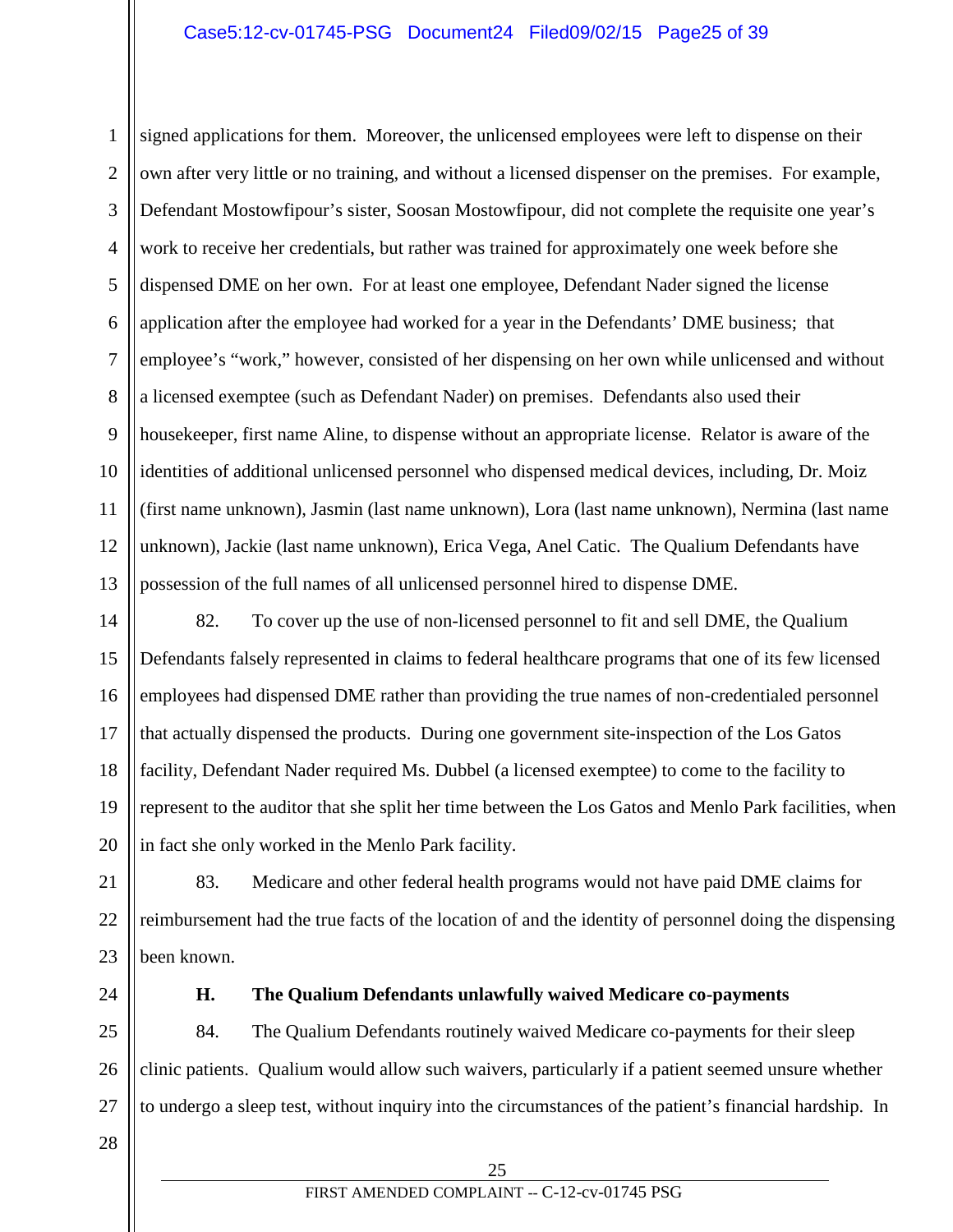signed applications for them. Moreover, the unlicensed employees were left to dispense on their own after very little or no training, and without a licensed dispenser on the premises. For example, Defendant Mostowfipour's sister, Soosan Mostowfipour, did not complete the requisite one year's work to receive her credentials, but rather was trained for approximately one week before she dispensed DME on her own. For at least one employee, Defendant Nader signed the license application after the employee had worked for a year in the Defendants' DME business; that employee's "work," however, consisted of her dispensing on her own while unlicensed and without a licensed exemptee (such as Defendant Nader) on premises. Defendants also used their housekeeper, first name Aline, to dispense without an appropriate license. Relator is aware of the identities of additional unlicensed personnel who dispensed medical devices, including, Dr. Moiz (first name unknown), Jasmin (last name unknown), Lora (last name unknown), Nermina (last name unknown), Jackie (last name unknown), Erica Vega, Anel Catic. The Qualium Defendants have possession of the full names of all unlicensed personnel hired to dispense DME.

82. To cover up the use of non-licensed personnel to fit and sell DME, the Qualium Defendants falsely represented in claims to federal healthcare programs that one of its few licensed employees had dispensed DME rather than providing the true names of non-credentialed personnel that actually dispensed the products. During one government site-inspection of the Los Gatos facility, Defendant Nader required Ms. Dubbel (a licensed exemptee) to come to the facility to represent to the auditor that she split her time between the Los Gatos and Menlo Park facilities, when in fact she only worked in the Menlo Park facility.

83. Medicare and other federal health programs would not have paid DME claims for reimbursement had the true facts of the location of and the identity of personnel doing the dispensing been known.

### H. The Qualium Defendants unlawfully waived Medicare co-payments

84. The Qualium Defendants routinely waived Medicare co-payments for their sleep clinic patients. Qualium would allow such waivers, particularly if a patient seemed unsure whether to undergo a sleep test, without inquiry into the circumstances of the patient's financial hardship. In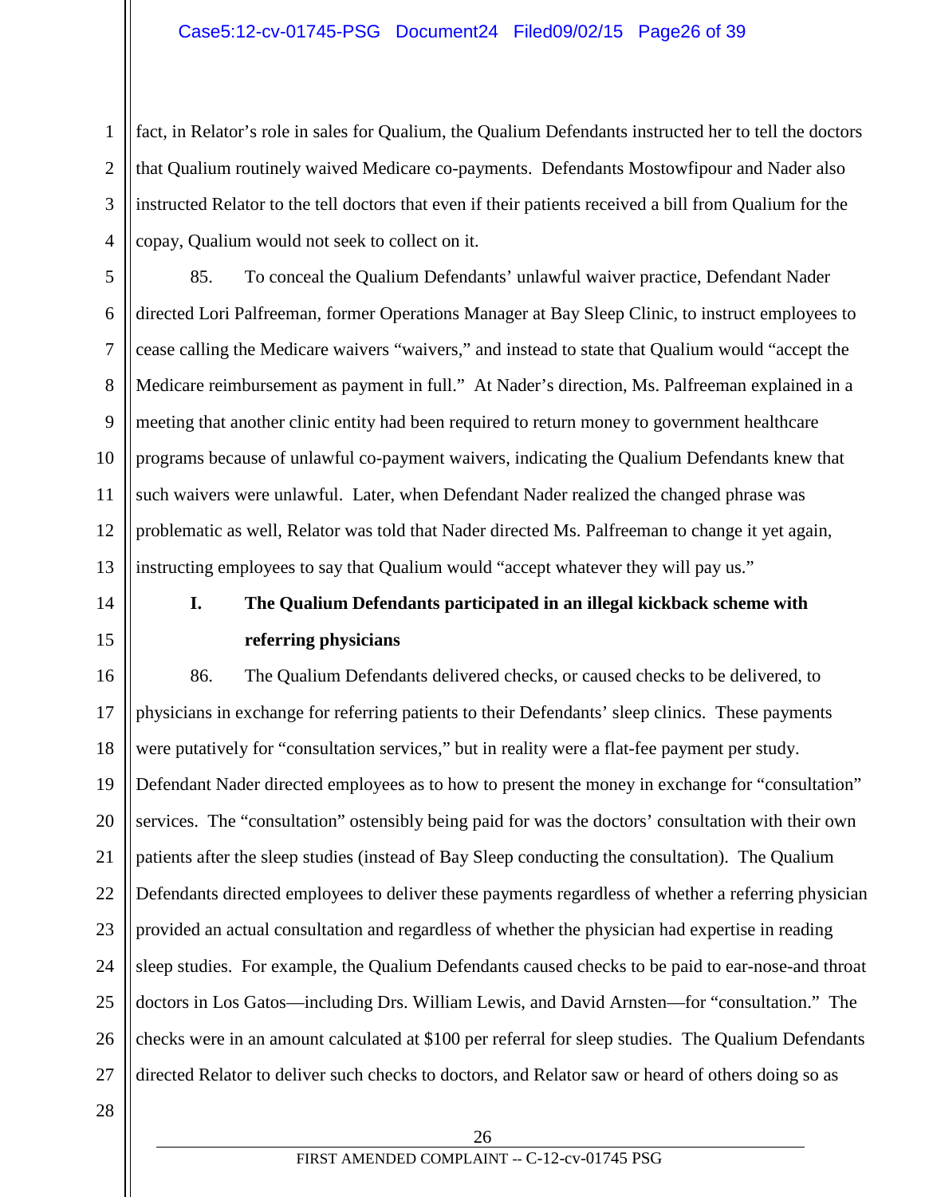fact, in Relator's role in sales for Qualium, the Qualium Defendants instructed her to tell the doctors that Qualium routinely waived Medicare co-payments. Defendants Mostowfipour and Nader also instructed Relator to the tell doctors that even if their patients received a bill from Qualium for the copay, Qualium would not seek to collect on it.

85. To conceal the Qualium Defendants' unlawful waiver practice, Defendant Nader directed Lori Palfreeman, former Operations Manager at Bay Sleep Clinic, to instruct employees to cease calling the Medicare waivers "waivers," and instead to state that Qualium would "accept the Medicare reimbursement as payment in full." At Nader's direction, Ms. Palfreeman explained in a meeting that another clinic entity had been required to return money to government healthcare programs because of unlawful co-payment waivers, indicating the Qualium Defendants knew that such waivers were unlawful. Later, when Defendant Nader realized the changed phrase was problematic as well, Relator was told that Nader directed Ms. Palfreeman to change it yet again, instructing employees to say that Qualium would "accept whatever they will pay us."

### I. The Qualium Defendants participated in an illegal kickback scheme with referring physicians

86. The Qualium Defendants delivered checks, or caused checks to be delivered, to physicians in exchange for referring patients to their Defendants' sleep clinics. These payments were putatively for "consultation services," but in reality were a flat-fee payment per study. Defendant Nader directed employees as to how to present the money in exchange for "consultation" services. The "consultation" ostensibly being paid for was the doctors' consultation with their own patients after the sleep studies (instead of Bay Sleep conducting the consultation). The Qualium Defendants directed employees to deliver these payments regardless of whether a referring physician provided an actual consultation and regardless of whether the physician had expertise in reading sleep studies. For example, the Qualium Defendants caused checks to be paid to ear-nose-and throat doctors in Los Gatos—including Drs. William Lewis, and David Arnsten—for "consultation." The checks were in an amount calculated at $100 per referral for sleep studies. The Qualium Defendants directed Relator to deliver such checks to doctors, and Relator saw or heard of others doing so as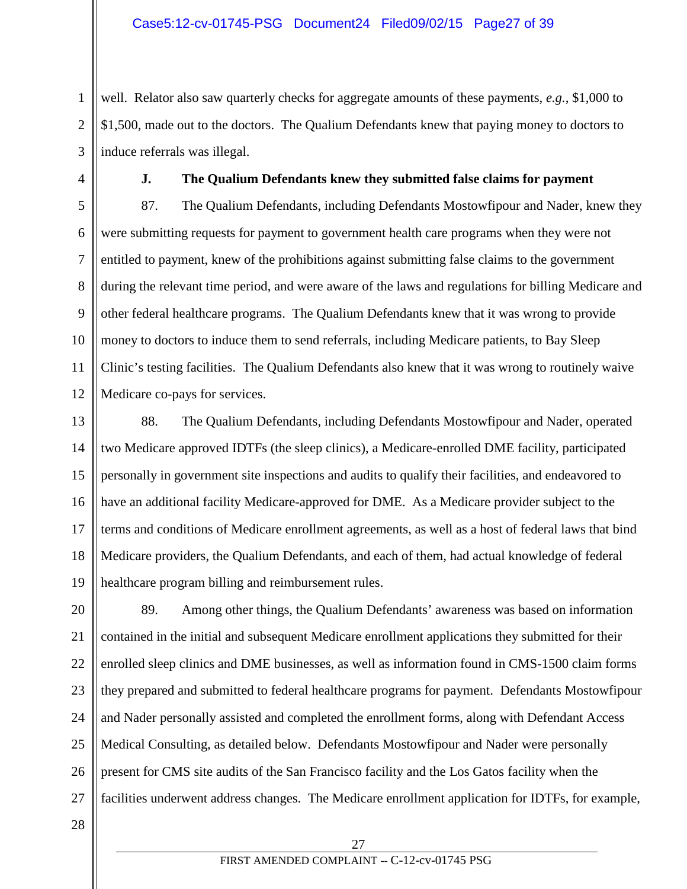well. Relator also saw quarterly checks for aggregate amounts of these payments, *e.g.*, $1,000 to $1,500, made out to the doctors. The Qualium Defendants knew that paying money to doctors to induce referrals was illegal.

**J. The Qualium Defendants knew they submitted false claims for payment**

87. The Qualium Defendants, including Defendants Mostowfipour and Nader, knew they were submitting requests for payment to government health care programs when they were not entitled to payment, knew of the prohibitions against submitting false claims to the government during the relevant time period, and were aware of the laws and regulations for billing Medicare and other federal healthcare programs. The Qualium Defendants knew that it was wrong to provide money to doctors to induce them to send referrals, including Medicare patients, to Bay Sleep Clinic's testing facilities. The Qualium Defendants also knew that it was wrong to routinely waive Medicare co-pays for services.

88. The Qualium Defendants, including Defendants Mostowfipour and Nader, operated two Medicare approved IDTFs (the sleep clinics), a Medicare-enrolled DME facility, participated personally in government site inspections and audits to qualify their facilities, and endeavored to have an additional facility Medicare-approved for DME. As a Medicare provider subject to the terms and conditions of Medicare enrollment agreements, as well as a host of federal laws that bind Medicare providers, the Qualium Defendants, and each of them, had actual knowledge of federal healthcare program billing and reimbursement rules.

89. Among other things, the Qualium Defendants' awareness was based on information contained in the initial and subsequent Medicare enrollment applications they submitted for their enrolled sleep clinics and DME businesses, as well as information found in CMS-1500 claim forms they prepared and submitted to federal healthcare programs for payment. Defendants Mostowfipour and Nader personally assisted and completed the enrollment forms, along with Defendant Access Medical Consulting, as detailed below. Defendants Mostowfipour and Nader were personally present for CMS site audits of the San Francisco facility and the Los Gatos facility when the facilities underwent address changes. The Medicare enrollment application for IDTFs, for example,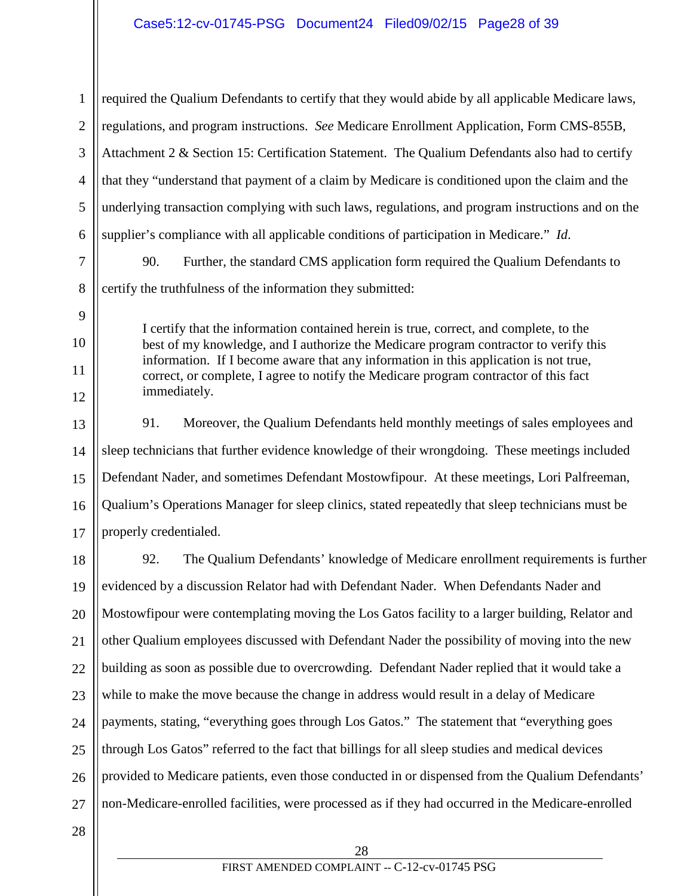required the Qualium Defendants to certify that they would abide by all applicable Medicare laws, regulations, and program instructions. *See* Medicare Enrollment Application, Form CMS-855B, Attachment 2 & Section 15: Certification Statement. The Qualium Defendants also had to certify that they "understand that payment of a claim by Medicare is conditioned upon the claim and the underlying transaction complying with such laws, regulations, and program instructions and on the supplier's compliance with all applicable conditions of participation in Medicare." *Id.*

90. Further, the standard CMS application form required the Qualium Defendants to certify the truthfulness of the information they submitted:

> I certify that the information contained herein is true, correct, and complete, to the best of my knowledge, and I authorize the Medicare program contractor to verify this information. If I become aware that any information in this application is not true, correct, or complete, I agree to notify the Medicare program contractor of this fact immediately.

91. Moreover, the Qualium Defendants held monthly meetings of sales employees and sleep technicians that further evidence knowledge of their wrongdoing. These meetings included Defendant Nader, and sometimes Defendant Mostowfipour. At these meetings, Lori Palfreeman, Qualium's Operations Manager for sleep clinics, stated repeatedly that sleep technicians must be properly credentialed.

92. The Qualium Defendants' knowledge of Medicare enrollment requirements is further evidenced by a discussion Relator had with Defendant Nader. When Defendants Nader and Mostowfipour were contemplating moving the Los Gatos facility to a larger building, Relator and other Qualium employees discussed with Defendant Nader the possibility of moving into the new building as soon as possible due to overcrowding. Defendant Nader replied that it would take a while to make the move because the change in address would result in a delay of Medicare payments, stating, "everything goes through Los Gatos." The statement that "everything goes through Los Gatos" referred to the fact that billings for all sleep studies and medical devices provided to Medicare patients, even those conducted in or dispensed from the Qualium Defendants' non-Medicare-enrolled facilities, were processed as if they had occurred in the Medicare-enrolled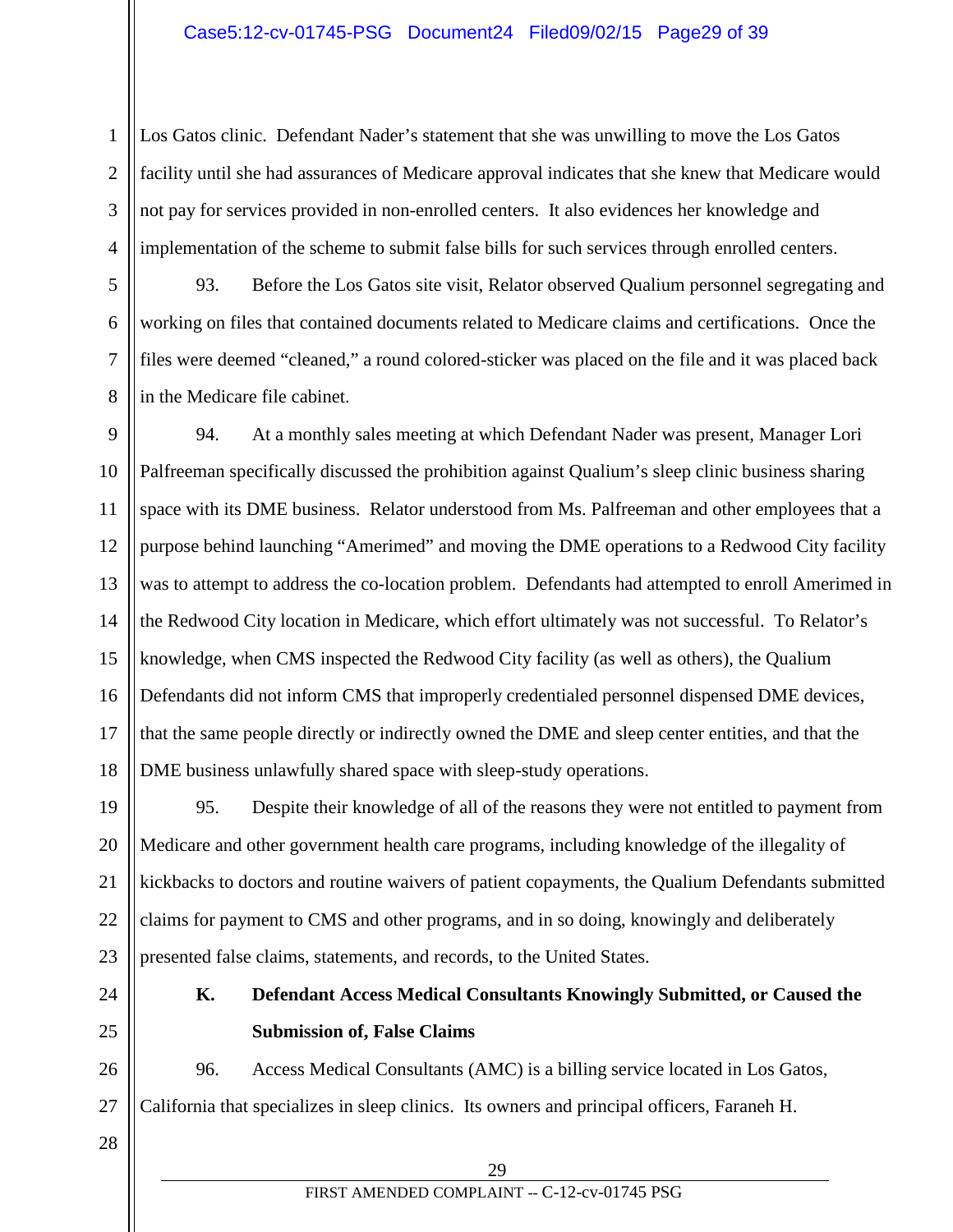Los Gatos clinic. Defendant Nader's statement that she was unwilling to move the Los Gatos facility until she had assurances of Medicare approval indicates that she knew that Medicare would not pay for services provided in non-enrolled centers. It also evidences her knowledge and implementation of the scheme to submit false bills for such services through enrolled centers.

93. Before the Los Gatos site visit, Relator observed Qualium personnel segregating and working on files that contained documents related to Medicare claims and certifications. Once the files were deemed "cleaned," a round colored-sticker was placed on the file and it was placed back in the Medicare file cabinet.

94. At a monthly sales meeting at which Defendant Nader was present, Manager Lori Palfreeman specifically discussed the prohibition against Qualium's sleep clinic business sharing space with its DME business. Relator understood from Ms. Palfreeman and other employees that a purpose behind launching "Amerimed" and moving the DME operations to a Redwood City facility was to attempt to address the co-location problem. Defendants had attempted to enroll Amerimed in the Redwood City location in Medicare, which effort ultimately was not successful. To Relator's knowledge, when CMS inspected the Redwood City facility (as well as others), the Qualium Defendants did not inform CMS that improperly credentialed personnel dispensed DME devices, that the same people directly or indirectly owned the DME and sleep center entities, and that the DME business unlawfully shared space with sleep-study operations.

95. Despite their knowledge of all of the reasons they were not entitled to payment from Medicare and other government health care programs, including knowledge of the illegality of kickbacks to doctors and routine waivers of patient copayments, the Qualium Defendants submitted claims for payment to CMS and other programs, and in so doing, knowingly and deliberately presented false claims, statements, and records, to the United States.

**K. Defendant Access Medical Consultants Knowingly Submitted, or Caused the Submission of, False Claims**

96. Access Medical Consultants (AMC) is a billing service located in Los Gatos, California that specializes in sleep clinics. Its owners and principal officers, Faraneh H.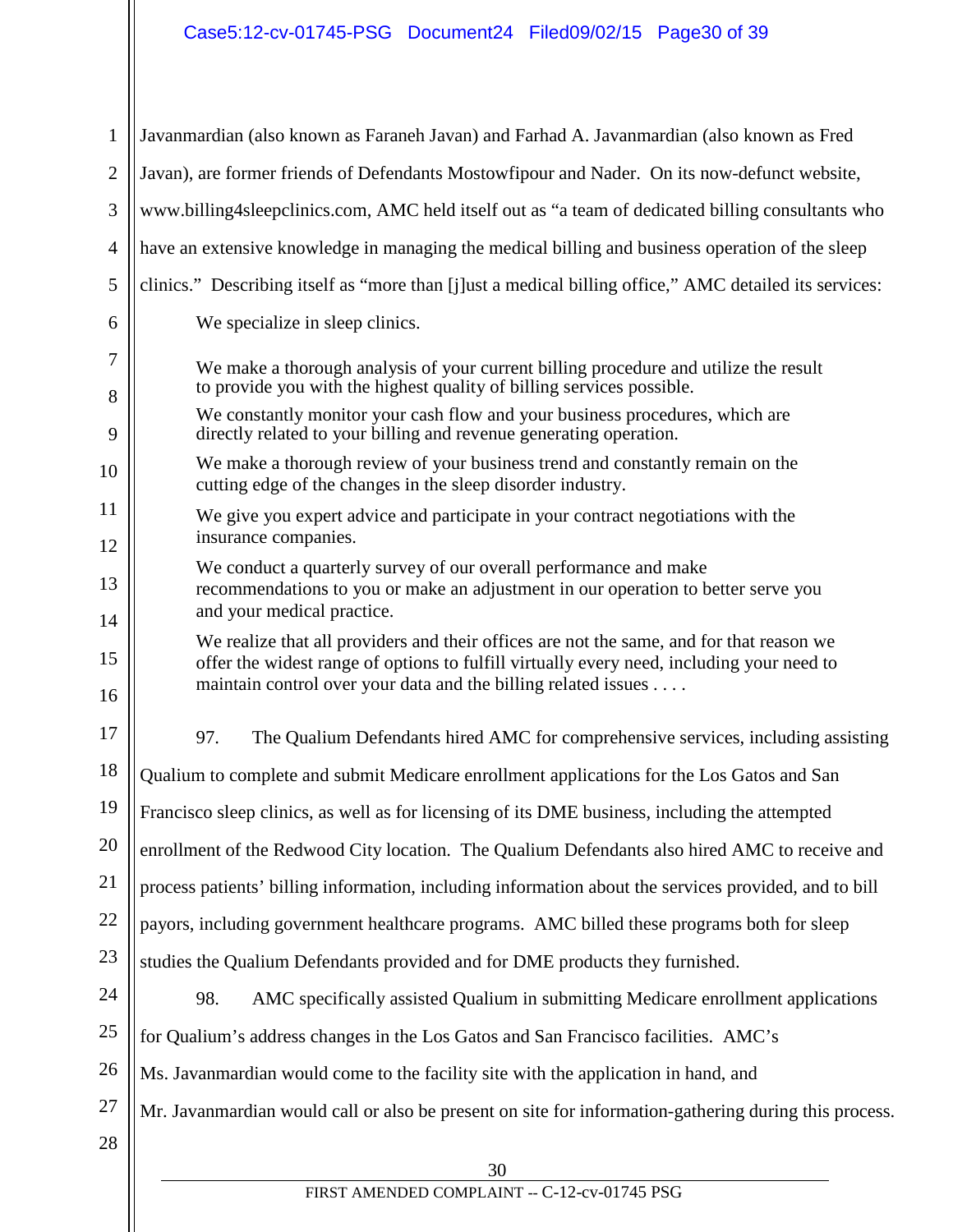Javanmardian (also known as Faraneh Javan) and Farhad A. Javanmardian (also known as Fred Javan), are former friends of Defendants Mostowfipour and Nader. On its now-defunct website, www.billing4sleepclinics.com, AMC held itself out as "a team of dedicated billing consultants who have an extensive knowledge in managing the medical billing and business operation of the sleep clinics." Describing itself as "more than [j]ust a medical billing office," AMC detailed its services:

> We specialize in sleep clinics.
>
> We make a thorough analysis of your current billing procedure and utilize the result to provide you with the highest quality of billing services possible.
>
> We constantly monitor your cash flow and your business procedures, which are directly related to your billing and revenue generating operation.
>
> We make a thorough review of your business trend and constantly remain on the cutting edge of the changes in the sleep disorder industry.
>
> We give you expert advice and participate in your contract negotiations with the insurance companies.
>
> We conduct a quarterly survey of our overall performance and make recommendations to you or make an adjustment in our operation to better serve you and your medical practice.
>
> We realize that all providers and their offices are not the same, and for that reason we offer the widest range of options to fulfill virtually every need, including your need to maintain control over your data and the billing related issues . . . .

97. The Qualium Defendants hired AMC for comprehensive services, including assisting Qualium to complete and submit Medicare enrollment applications for the Los Gatos and San Francisco sleep clinics, as well as for licensing of its DME business, including the attempted enrollment of the Redwood City location. The Qualium Defendants also hired AMC to receive and process patients' billing information, including information about the services provided, and to bill payors, including government healthcare programs. AMC billed these programs both for sleep studies the Qualium Defendants provided and for DME products they furnished.

98. AMC specifically assisted Qualium in submitting Medicare enrollment applications for Qualium's address changes in the Los Gatos and San Francisco facilities. AMC's Ms. Javanmardian would come to the facility site with the application in hand, and Mr. Javanmardian would call or also be present on site for information-gathering during this process.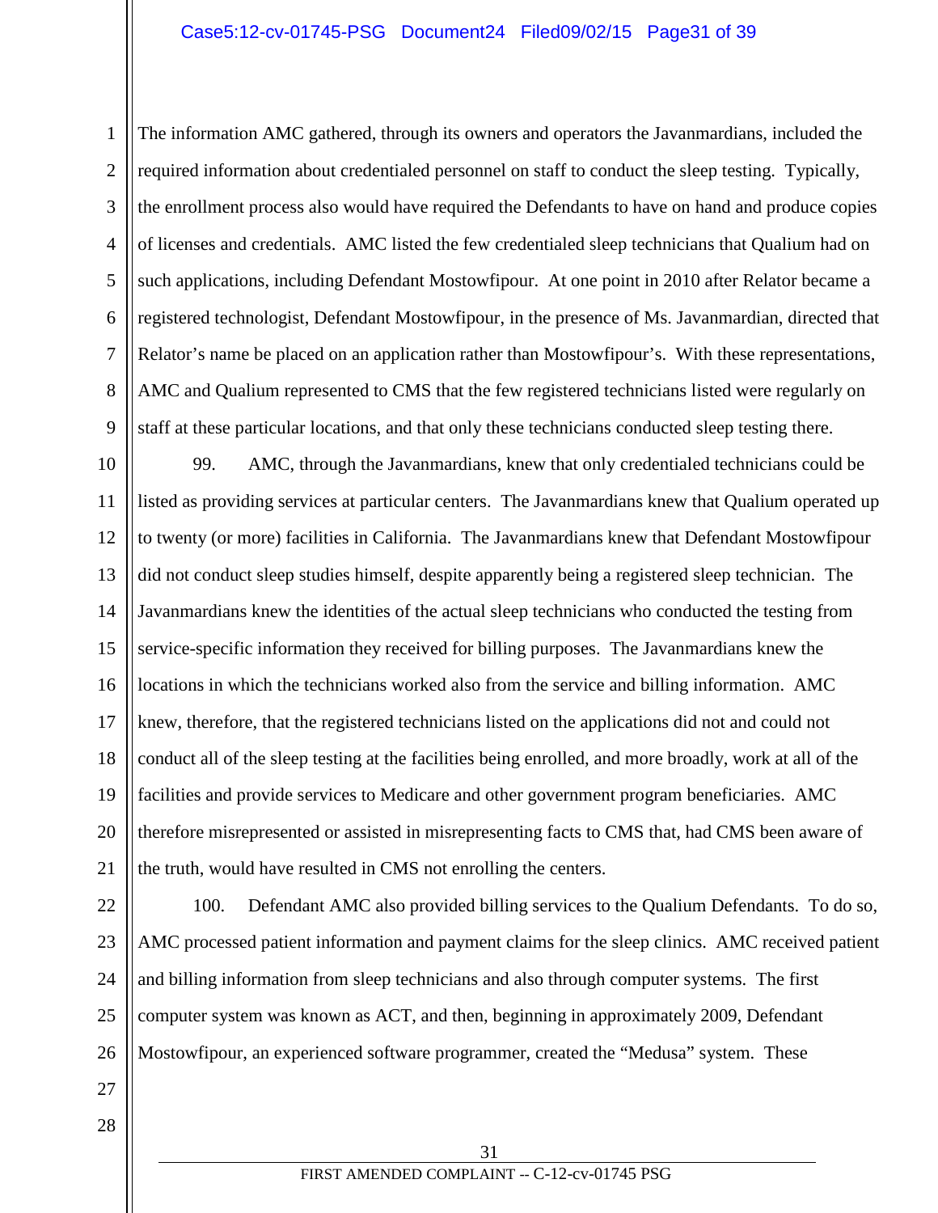The information AMC gathered, through its owners and operators the Javanmardians, included the required information about credentialed personnel on staff to conduct the sleep testing. Typically, the enrollment process also would have required the Defendants to have on hand and produce copies of licenses and credentials. AMC listed the few credentialed sleep technicians that Qualium had on such applications, including Defendant Mostowfipour. At one point in 2010 after Relator became a registered technologist, Defendant Mostowfipour, in the presence of Ms. Javanmardian, directed that Relator's name be placed on an application rather than Mostowfipour's. With these representations, AMC and Qualium represented to CMS that the few registered technicians listed were regularly on staff at these particular locations, and that only these technicians conducted sleep testing there.

99. AMC, through the Javanmardians, knew that only credentialed technicians could be listed as providing services at particular centers. The Javanmardians knew that Qualium operated up to twenty (or more) facilities in California. The Javanmardians knew that Defendant Mostowfipour did not conduct sleep studies himself, despite apparently being a registered sleep technician. The Javanmardians knew the identities of the actual sleep technicians who conducted the testing from service-specific information they received for billing purposes. The Javanmardians knew the locations in which the technicians worked also from the service and billing information. AMC knew, therefore, that the registered technicians listed on the applications did not and could not conduct all of the sleep testing at the facilities being enrolled, and more broadly, work at all of the facilities and provide services to Medicare and other government program beneficiaries. AMC therefore misrepresented or assisted in misrepresenting facts to CMS that, had CMS been aware of the truth, would have resulted in CMS not enrolling the centers.

100. Defendant AMC also provided billing services to the Qualium Defendants. To do so, AMC processed patient information and payment claims for the sleep clinics. AMC received patient and billing information from sleep technicians and also through computer systems. The first computer system was known as ACT, and then, beginning in approximately 2009, Defendant Mostowfipour, an experienced software programmer, created the "Medusa" system. These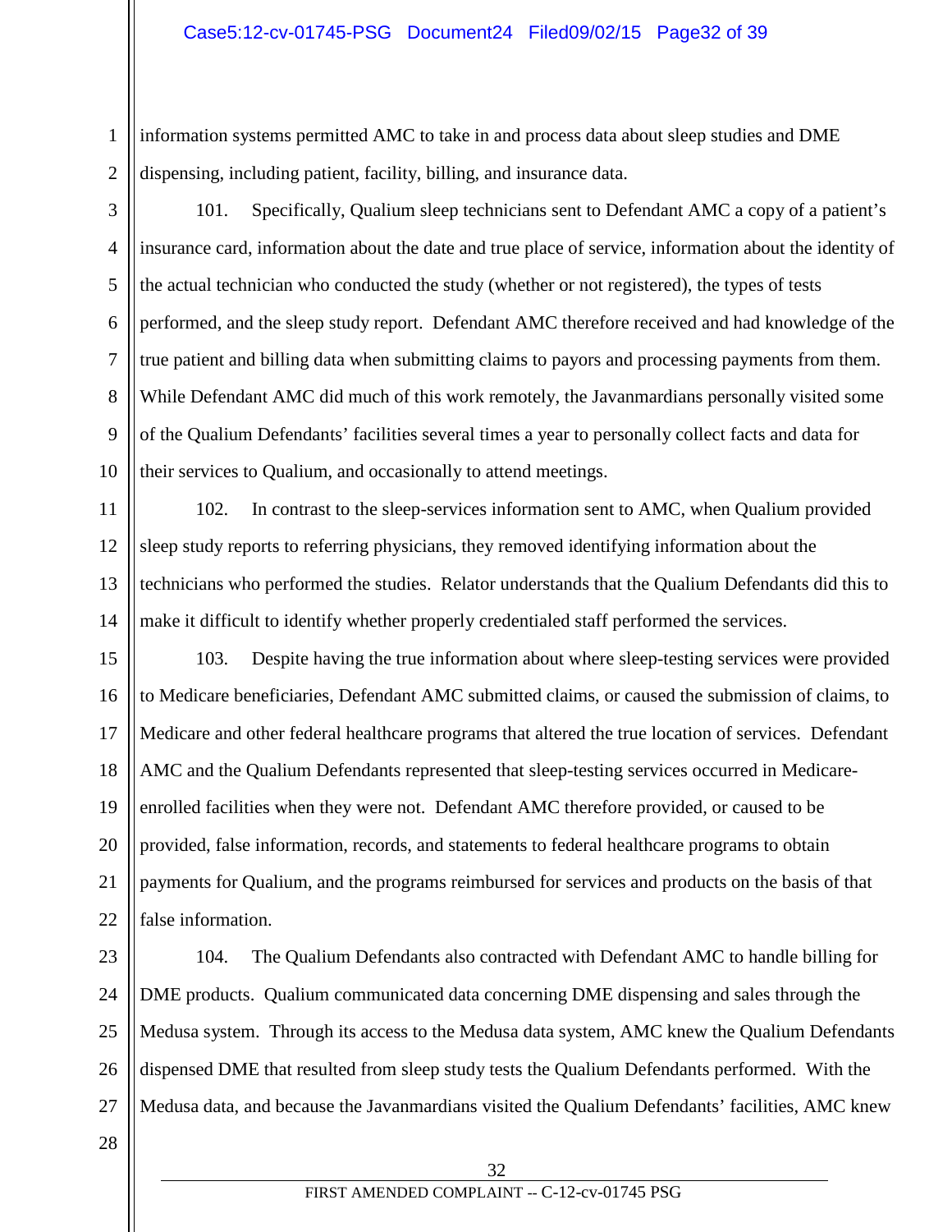information systems permitted AMC to take in and process data about sleep studies and DME dispensing, including patient, facility, billing, and insurance data.

101. Specifically, Qualium sleep technicians sent to Defendant AMC a copy of a patient's insurance card, information about the date and true place of service, information about the identity of the actual technician who conducted the study (whether or not registered), the types of tests performed, and the sleep study report. Defendant AMC therefore received and had knowledge of the true patient and billing data when submitting claims to payors and processing payments from them. While Defendant AMC did much of this work remotely, the Javanmardians personally visited some of the Qualium Defendants' facilities several times a year to personally collect facts and data for their services to Qualium, and occasionally to attend meetings.

102. In contrast to the sleep-services information sent to AMC, when Qualium provided sleep study reports to referring physicians, they removed identifying information about the technicians who performed the studies. Relator understands that the Qualium Defendants did this to make it difficult to identify whether properly credentialed staff performed the services.

103. Despite having the true information about where sleep-testing services were provided to Medicare beneficiaries, Defendant AMC submitted claims, or caused the submission of claims, to Medicare and other federal healthcare programs that altered the true location of services. Defendant AMC and the Qualium Defendants represented that sleep-testing services occurred in Medicare-enrolled facilities when they were not. Defendant AMC therefore provided, or caused to be provided, false information, records, and statements to federal healthcare programs to obtain payments for Qualium, and the programs reimbursed for services and products on the basis of that false information.

104. The Qualium Defendants also contracted with Defendant AMC to handle billing for DME products. Qualium communicated data concerning DME dispensing and sales through the Medusa system. Through its access to the Medusa data system, AMC knew the Qualium Defendants dispensed DME that resulted from sleep study tests the Qualium Defendants performed. With the Medusa data, and because the Javanmardians visited the Qualium Defendants' facilities, AMC knew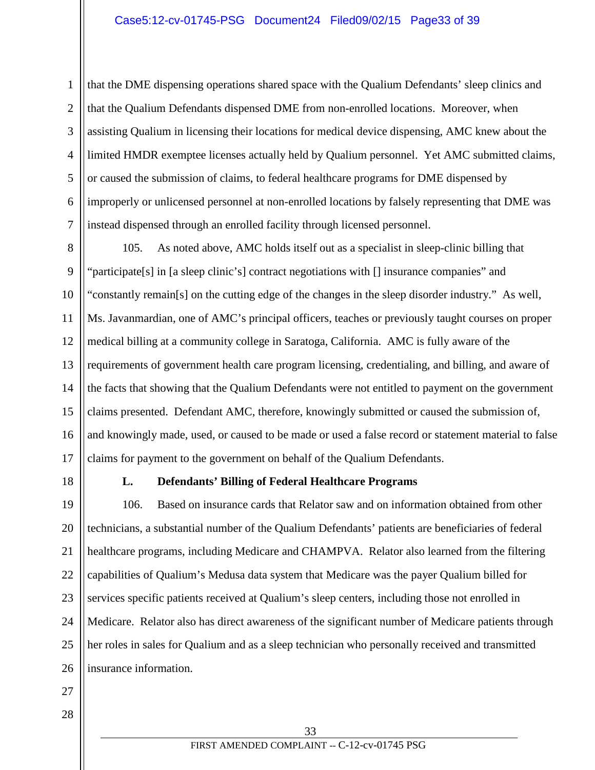that the DME dispensing operations shared space with the Qualium Defendants' sleep clinics and that the Qualium Defendants dispensed DME from non-enrolled locations. Moreover, when assisting Qualium in licensing their locations for medical device dispensing, AMC knew about the limited HMDR exemptee licenses actually held by Qualium personnel. Yet AMC submitted claims, or caused the submission of claims, to federal healthcare programs for DME dispensed by improperly or unlicensed personnel at non-enrolled locations by falsely representing that DME was instead dispensed through an enrolled facility through licensed personnel.

105. As noted above, AMC holds itself out as a specialist in sleep-clinic billing that "participate[s] in [a sleep clinic's] contract negotiations with [] insurance companies" and "constantly remain[s] on the cutting edge of the changes in the sleep disorder industry." As well, Ms. Javanmardian, one of AMC's principal officers, teaches or previously taught courses on proper medical billing at a community college in Saratoga, California. AMC is fully aware of the requirements of government health care program licensing, credentialing, and billing, and aware of the facts that showing that the Qualium Defendants were not entitled to payment on the government claims presented. Defendant AMC, therefore, knowingly submitted or caused the submission of, and knowingly made, used, or caused to be made or used a false record or statement material to false claims for payment to the government on behalf of the Qualium Defendants.

### L. Defendants' Billing of Federal Healthcare Programs

106. Based on insurance cards that Relator saw and on information obtained from other technicians, a substantial number of the Qualium Defendants' patients are beneficiaries of federal healthcare programs, including Medicare and CHAMPVA. Relator also learned from the filtering capabilities of Qualium's Medusa data system that Medicare was the payer Qualium billed for services specific patients received at Qualium's sleep centers, including those not enrolled in Medicare. Relator also has direct awareness of the significant number of Medicare patients through her roles in sales for Qualium and as a sleep technician who personally received and transmitted insurance information.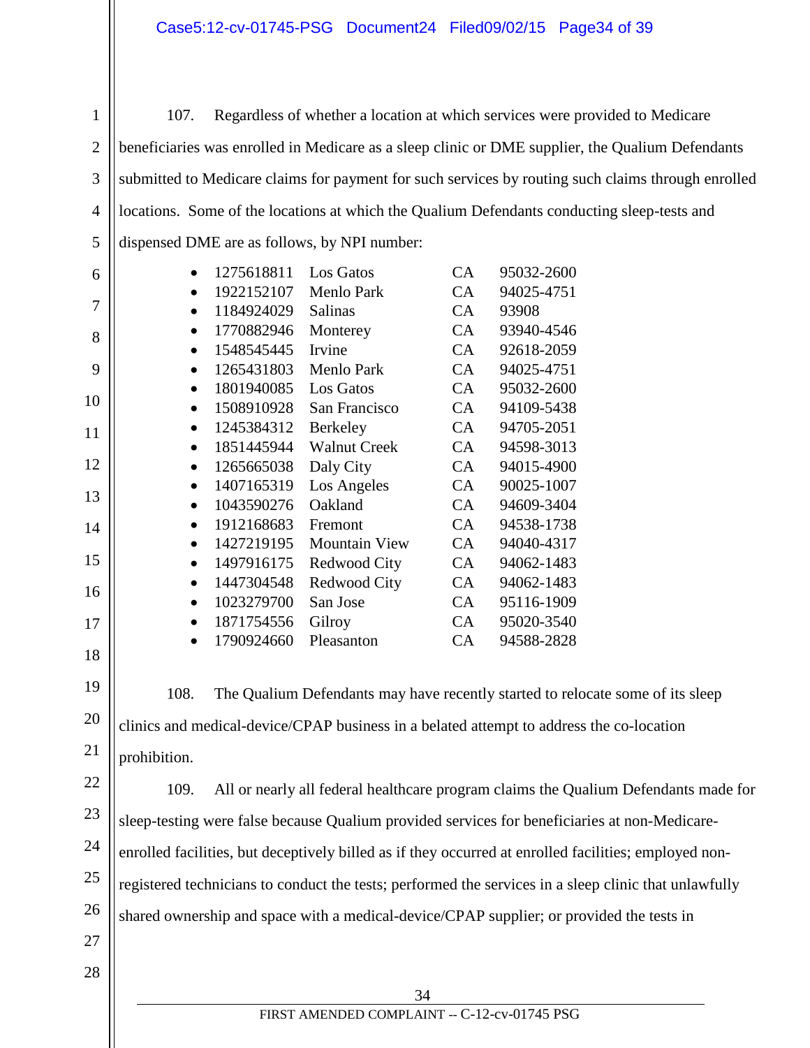107. Regardless of whether a location at which services were provided to Medicare beneficiaries was enrolled in Medicare as a sleep clinic or DME supplier, the Qualium Defendants submitted to Medicare claims for payment for such services by routing such claims through enrolled locations. Some of the locations at which the Qualium Defendants conducting sleep-tests and dispensed DME are as follows, by NPI number:

- 1275618811 Los Gatos CA 95032-2600
- 1922152107 Menlo Park CA 94025-4751
- 1184924029 Salinas CA 93908
- 1770882946 Monterey CA 93940-4546
- 1548545445 Irvine CA 92618-2059
- 1265431803 Menlo Park CA 94025-4751
- 1801940085 Los Gatos CA 95032-2600
- 1508910928 San Francisco CA 94109-5438
- 1245384312 Berkeley CA 94705-2051
- 1851445944 Walnut Creek CA 94598-3013
- 1265665038 Daly City CA 94015-4900
- 1407165319 Los Angeles CA 90025-1007
- 1043590276 Oakland CA 94609-3404
- 1912168683 Fremont CA 94538-1738
- 1427219195 Mountain View CA 94040-4317
- 1497916175 Redwood City CA 94062-1483
- 1447304548 Redwood City CA 94062-1483
- 1023279700 San Jose CA 95116-1909
- 1871754556 Gilroy CA 95020-3540
- 1790924660 Pleasanton CA 94588-2828

108. The Qualium Defendants may have recently started to relocate some of its sleep clinics and medical-device/CPAP business in a belated attempt to address the co-location prohibition.

109. All or nearly all federal healthcare program claims the Qualium Defendants made for sleep-testing were false because Qualium provided services for beneficiaries at non-Medicare-enrolled facilities, but deceptively billed as if they occurred at enrolled facilities; employed non-registered technicians to conduct the tests; performed the services in a sleep clinic that unlawfully shared ownership and space with a medical-device/CPAP supplier; or provided the tests in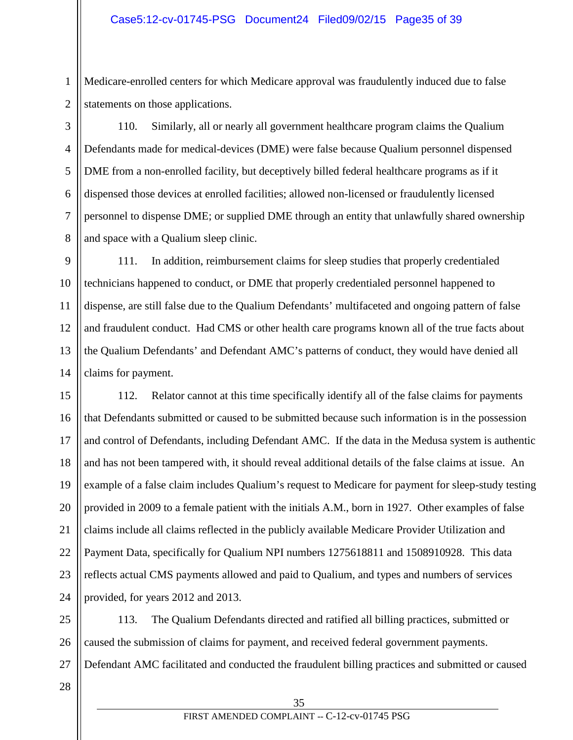Medicare-enrolled centers for which Medicare approval was fraudulently induced due to false statements on those applications.

110. Similarly, all or nearly all government healthcare program claims the Qualium Defendants made for medical-devices (DME) were false because Qualium personnel dispensed DME from a non-enrolled facility, but deceptively billed federal healthcare programs as if it dispensed those devices at enrolled facilities; allowed non-licensed or fraudulently licensed personnel to dispense DME; or supplied DME through an entity that unlawfully shared ownership and space with a Qualium sleep clinic.

111. In addition, reimbursement claims for sleep studies that properly credentialed technicians happened to conduct, or DME that properly credentialed personnel happened to dispense, are still false due to the Qualium Defendants' multifaceted and ongoing pattern of false and fraudulent conduct. Had CMS or other health care programs known all of the true facts about the Qualium Defendants' and Defendant AMC's patterns of conduct, they would have denied all claims for payment.

112. Relator cannot at this time specifically identify all of the false claims for payments that Defendants submitted or caused to be submitted because such information is in the possession and control of Defendants, including Defendant AMC. If the data in the Medusa system is authentic and has not been tampered with, it should reveal additional details of the false claims at issue. An example of a false claim includes Qualium's request to Medicare for payment for sleep-study testing provided in 2009 to a female patient with the initials A.M., born in 1927. Other examples of false claims include all claims reflected in the publicly available Medicare Provider Utilization and Payment Data, specifically for Qualium NPI numbers 1275618811 and 1508910928. This data reflects actual CMS payments allowed and paid to Qualium, and types and numbers of services provided, for years 2012 and 2013.

113. The Qualium Defendants directed and ratified all billing practices, submitted or caused the submission of claims for payment, and received federal government payments. Defendant AMC facilitated and conducted the fraudulent billing practices and submitted or caused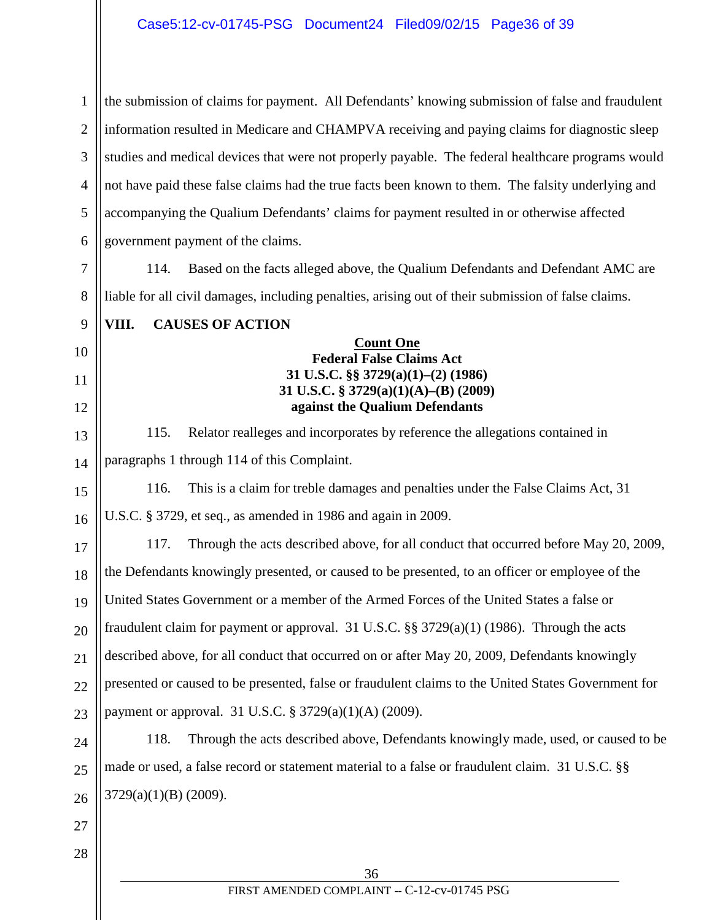the submission of claims for payment. All Defendants' knowing submission of false and fraudulent information resulted in Medicare and CHAMPVA receiving and paying claims for diagnostic sleep studies and medical devices that were not properly payable. The federal healthcare programs would not have paid these false claims had the true facts been known to them. The falsity underlying and accompanying the Qualium Defendants' claims for payment resulted in or otherwise affected government payment of the claims.

114. Based on the facts alleged above, the Qualium Defendants and Defendant AMC are liable for all civil damages, including penalties, arising out of their submission of false claims.

## VIII. CAUSES OF ACTION

**Count One**
**Federal False Claims Act**
**31 U.S.C. §§ 3729(a)(1)–(2) (1986)**
**31 U.S.C. § 3729(a)(1)(A)–(B) (2009)**
**against the Qualium Defendants**

115. Relator realleges and incorporates by reference the allegations contained in paragraphs 1 through 114 of this Complaint.

116. This is a claim for treble damages and penalties under the False Claims Act, 31 U.S.C. § 3729, et seq., as amended in 1986 and again in 2009.

117. Through the acts described above, for all conduct that occurred before May 20, 2009, the Defendants knowingly presented, or caused to be presented, to an officer or employee of the United States Government or a member of the Armed Forces of the United States a false or fraudulent claim for payment or approval. 31 U.S.C. §§ 3729(a)(1) (1986). Through the acts described above, for all conduct that occurred on or after May 20, 2009, Defendants knowingly presented or caused to be presented, false or fraudulent claims to the United States Government for payment or approval. 31 U.S.C. § 3729(a)(1)(A) (2009).

118. Through the acts described above, Defendants knowingly made, used, or caused to be made or used, a false record or statement material to a false or fraudulent claim. 31 U.S.C. §§ 3729(a)(1)(B) (2009).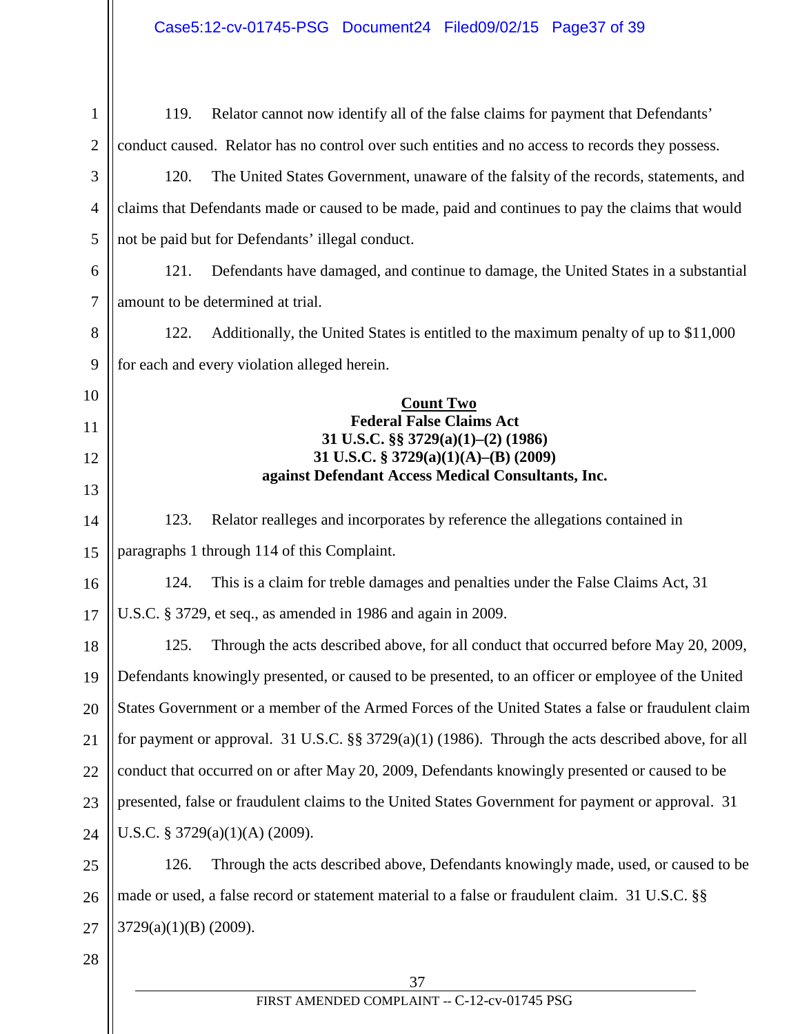119. Relator cannot now identify all of the false claims for payment that Defendants' conduct caused. Relator has no control over such entities and no access to records they possess.

120. The United States Government, unaware of the falsity of the records, statements, and claims that Defendants made or caused to be made, paid and continues to pay the claims that would not be paid but for Defendants' illegal conduct.

121. Defendants have damaged, and continue to damage, the United States in a substantial amount to be determined at trial.

122. Additionally, the United States is entitled to the maximum penalty of up to $11,000 for each and every violation alleged herein.

## Count Two
### Federal False Claims Act
### 31 U.S.C. §§ 3729(a)(1)–(2) (1986)
### 31 U.S.C. § 3729(a)(1)(A)–(B) (2009)
### against Defendant Access Medical Consultants, Inc.

123. Relator realleges and incorporates by reference the allegations contained in paragraphs 1 through 114 of this Complaint.

124. This is a claim for treble damages and penalties under the False Claims Act, 31 U.S.C. § 3729, et seq., as amended in 1986 and again in 2009.

125. Through the acts described above, for all conduct that occurred before May 20, 2009, Defendants knowingly presented, or caused to be presented, to an officer or employee of the United States Government or a member of the Armed Forces of the United States a false or fraudulent claim for payment or approval. 31 U.S.C. §§ 3729(a)(1) (1986). Through the acts described above, for all conduct that occurred on or after May 20, 2009, Defendants knowingly presented or caused to be presented, false or fraudulent claims to the United States Government for payment or approval. 31 U.S.C. § 3729(a)(1)(A) (2009).

126. Through the acts described above, Defendants knowingly made, used, or caused to be made or used, a false record or statement material to a false or fraudulent claim. 31 U.S.C. §§ 3729(a)(1)(B) (2009).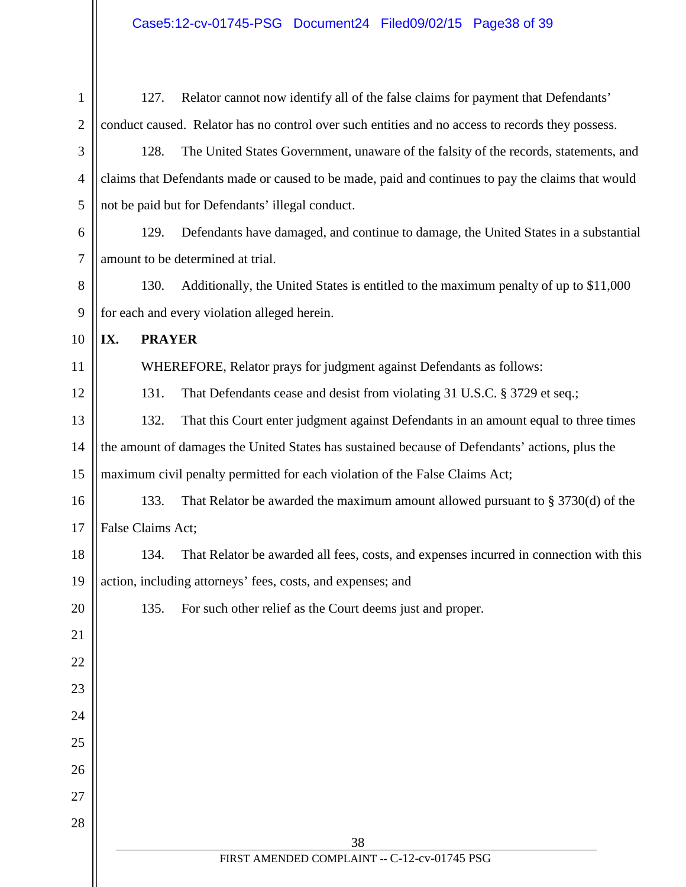127. Relator cannot now identify all of the false claims for payment that Defendants' conduct caused. Relator has no control over such entities and no access to records they possess.

128. The United States Government, unaware of the falsity of the records, statements, and claims that Defendants made or caused to be made, paid and continues to pay the claims that would not be paid but for Defendants' illegal conduct.

129. Defendants have damaged, and continue to damage, the United States in a substantial amount to be determined at trial.

130. Additionally, the United States is entitled to the maximum penalty of up to $11,000 for each and every violation alleged herein.

## IX. PRAYER

WHEREFORE, Relator prays for judgment against Defendants as follows:

131. That Defendants cease and desist from violating 31 U.S.C. § 3729 et seq.;

132. That this Court enter judgment against Defendants in an amount equal to three times the amount of damages the United States has sustained because of Defendants' actions, plus the maximum civil penalty permitted for each violation of the False Claims Act;

133. That Relator be awarded the maximum amount allowed pursuant to § 3730(d) of the False Claims Act;

134. That Relator be awarded all fees, costs, and expenses incurred in connection with this action, including attorneys' fees, costs, and expenses; and

135. For such other relief as the Court deems just and proper.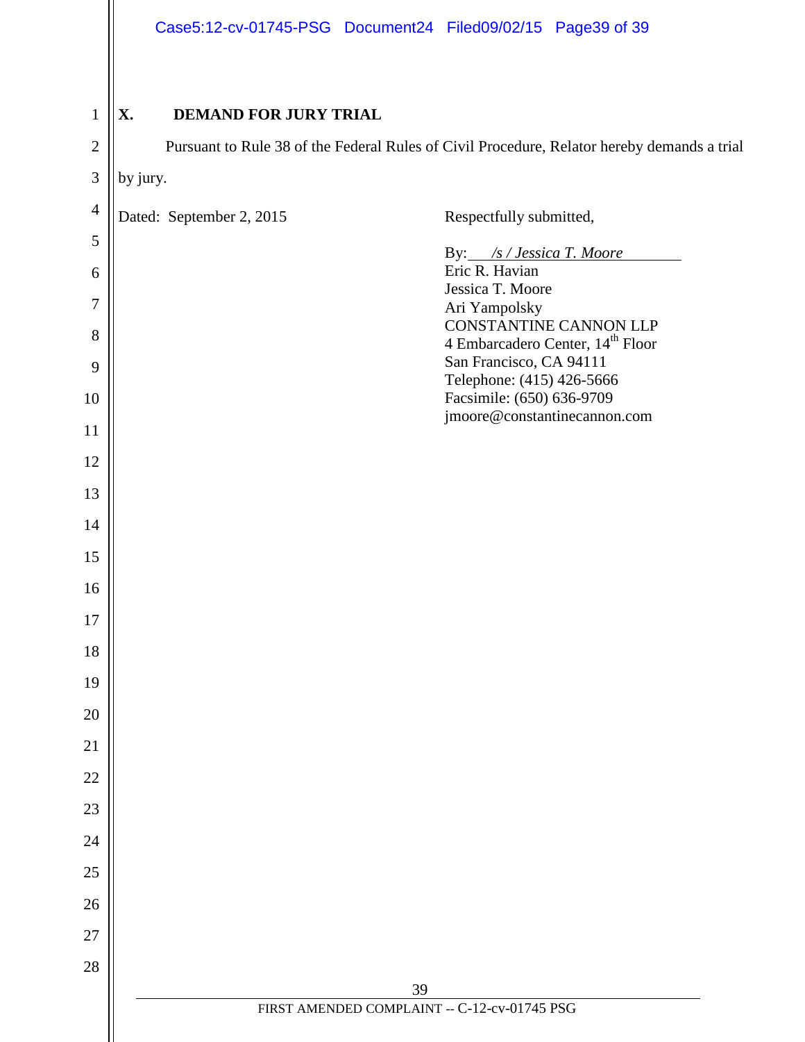## X. DEMAND FOR JURY TRIAL

Pursuant to Rule 38 of the Federal Rules of Civil Procedure, Relator hereby demands a trial by jury.

Dated: September 2, 2015

Respectfully submitted,

By: */s / Jessica T. Moore*
Eric R. Havian
Jessica T. Moore
Ari Yampolsky
CONSTANTINE CANNON LLP
4 Embarcadero Center, 14th Floor
San Francisco, CA 94111
Telephone: (415) 426-5666
Facsimile: (650) 636-9709
jmoore@constantinecannon.com